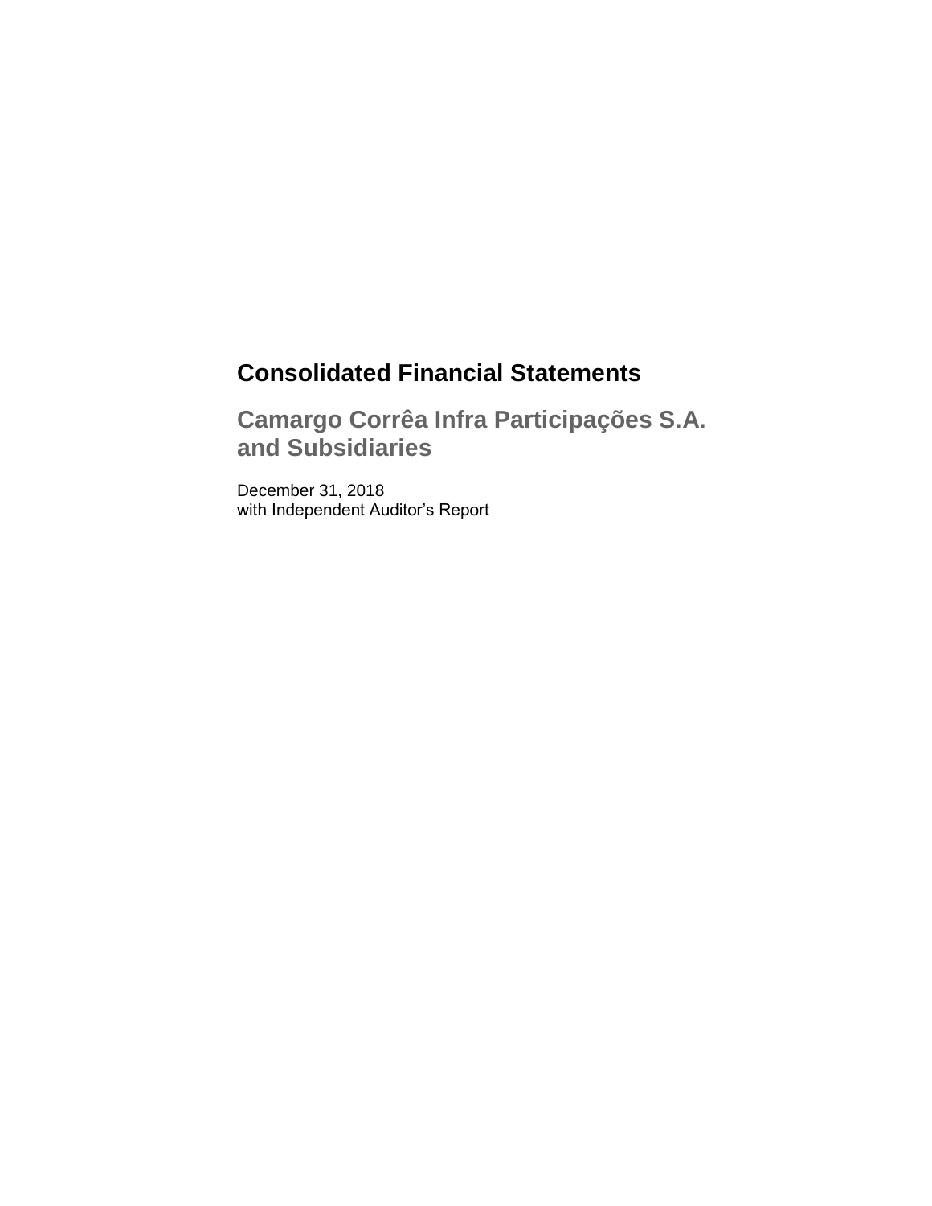# Consolidated Financial Statements

## Camargo Corrêa Infra Participações S.A. and Subsidiaries

December 31, 2018
with Independent Auditor's Report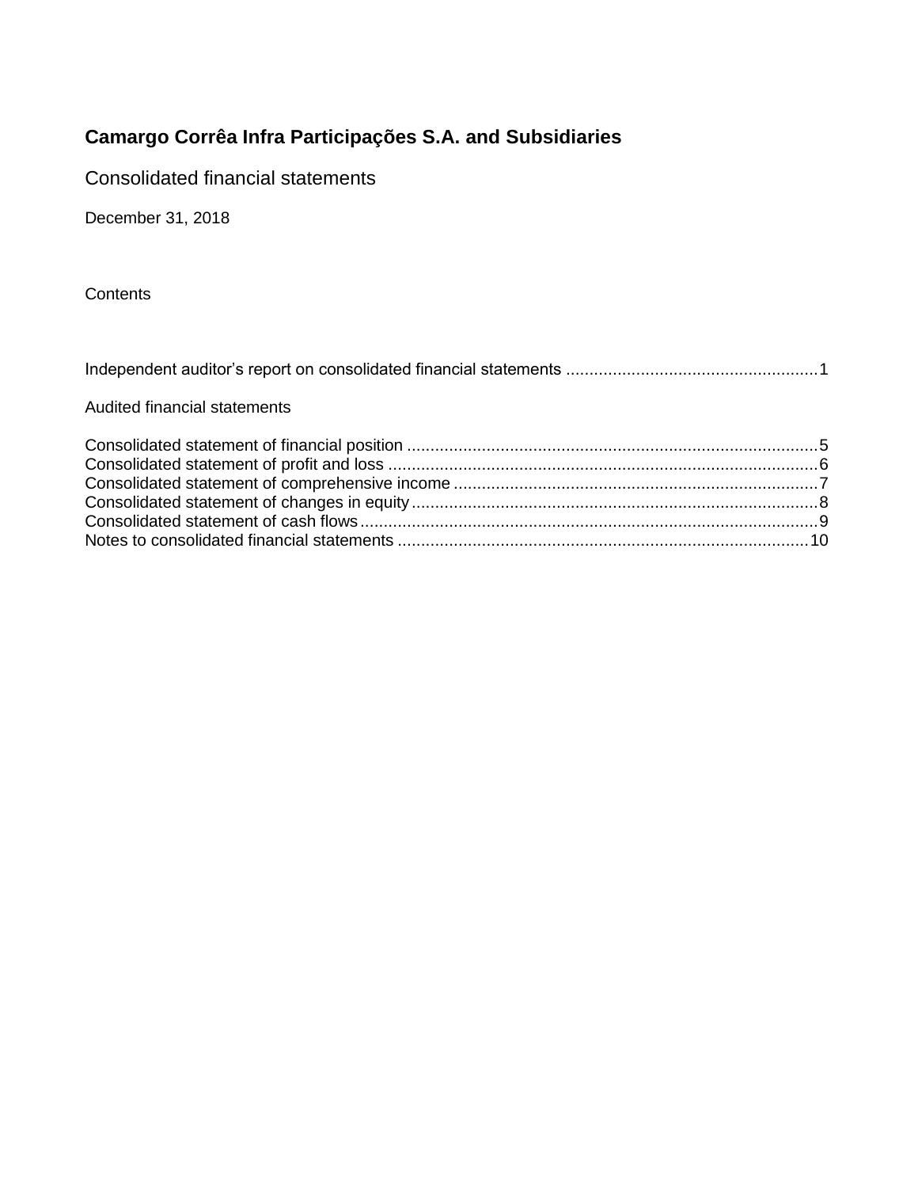# Camargo Corrêa Infra Participações S.A. and Subsidiaries

Consolidated financial statements

December 31, 2018

Contents

Independent auditor's report on consolidated financial statements ..................................................... 1

Audited financial statements

Consolidated statement of financial position ........................................................................................ 5
Consolidated statement of profit and loss ............................................................................................ 6
Consolidated statement of comprehensive income .............................................................................. 7
Consolidated statement of changes in equity ....................................................................................... 8
Consolidated statement of cash flows .................................................................................................. 9
Notes to consolidated financial statements ........................................................................................ 10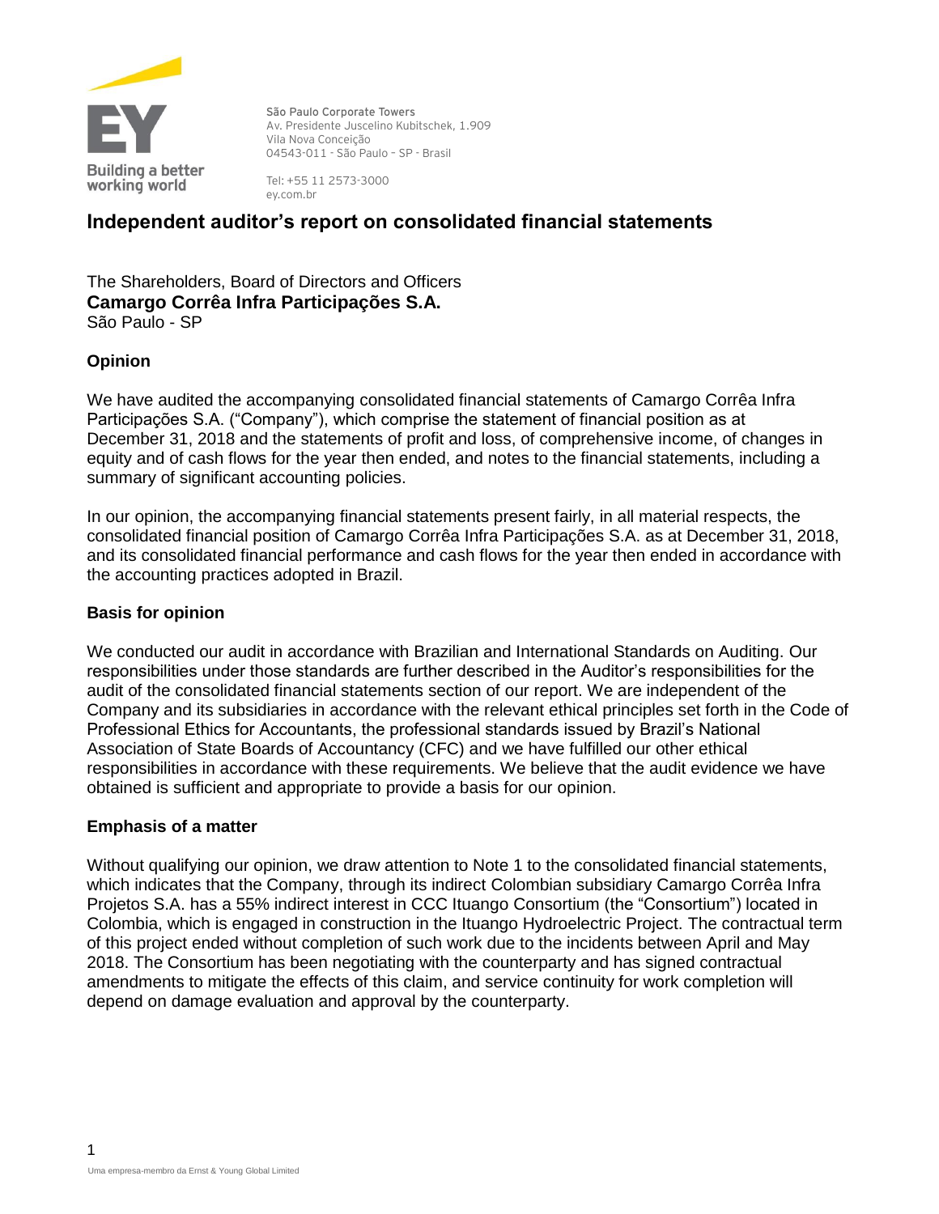São Paulo Corporate Towers
Av. Presidente Juscelino Kubitschek, 1.909
Vila Nova Conceição
04543-011 - São Paulo - SP - Brasil

Tel: +55 11 2573-3000
ey.com.br

# Independent auditor's report on consolidated financial statements

The Shareholders, Board of Directors and Officers
**Camargo Corrêa Infra Participações S.A.**
São Paulo - SP

## Opinion

We have audited the accompanying consolidated financial statements of Camargo Corrêa Infra Participações S.A. ("Company"), which comprise the statement of financial position as at December 31, 2018 and the statements of profit and loss, of comprehensive income, of changes in equity and of cash flows for the year then ended, and notes to the financial statements, including a summary of significant accounting policies.

In our opinion, the accompanying financial statements present fairly, in all material respects, the consolidated financial position of Camargo Corrêa Infra Participações S.A. as at December 31, 2018, and its consolidated financial performance and cash flows for the year then ended in accordance with the accounting practices adopted in Brazil.

## Basis for opinion

We conducted our audit in accordance with Brazilian and International Standards on Auditing. Our responsibilities under those standards are further described in the Auditor's responsibilities for the audit of the consolidated financial statements section of our report. We are independent of the Company and its subsidiaries in accordance with the relevant ethical principles set forth in the Code of Professional Ethics for Accountants, the professional standards issued by Brazil's National Association of State Boards of Accountancy (CFC) and we have fulfilled our other ethical responsibilities in accordance with these requirements. We believe that the audit evidence we have obtained is sufficient and appropriate to provide a basis for our opinion.

## Emphasis of a matter

Without qualifying our opinion, we draw attention to Note 1 to the consolidated financial statements, which indicates that the Company, through its indirect Colombian subsidiary Camargo Corrêa Infra Projetos S.A. has a 55% indirect interest in CCC Ituango Consortium (the "Consortium") located in Colombia, which is engaged in construction in the Ituango Hydroelectric Project. The contractual term of this project ended without completion of such work due to the incidents between April and May 2018. The Consortium has been negotiating with the counterparty and has signed contractual amendments to mitigate the effects of this claim, and service continuity for work completion will depend on damage evaluation and approval by the counterparty.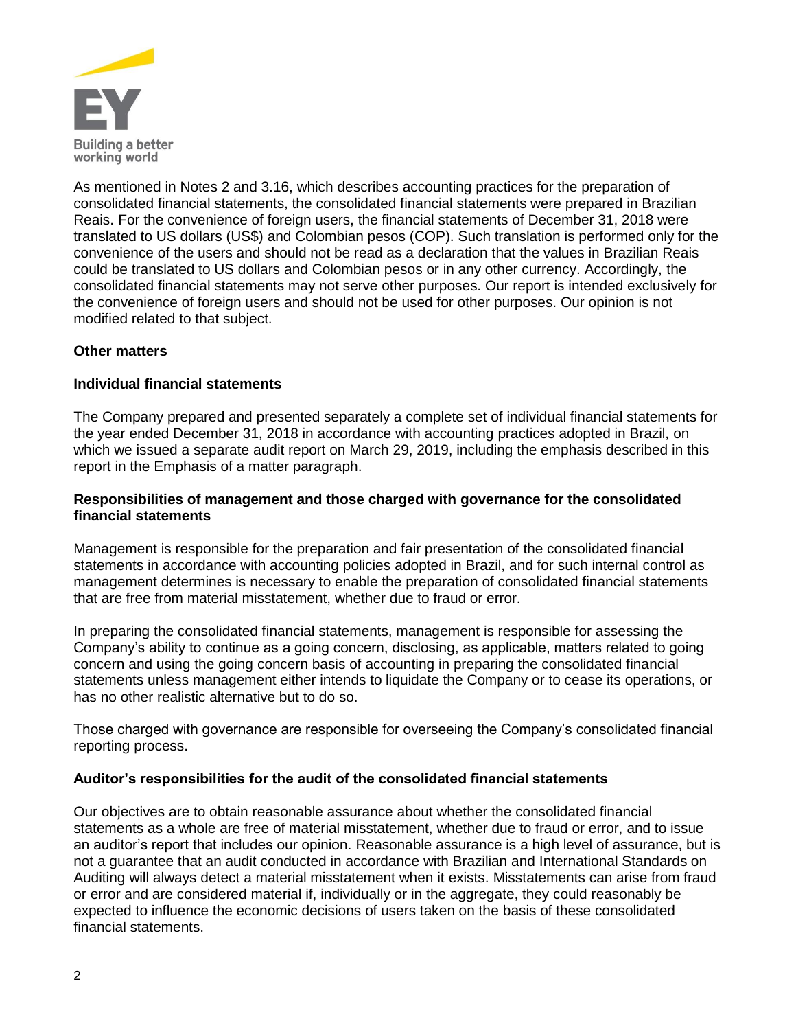As mentioned in Notes 2 and 3.16, which describes accounting practices for the preparation of consolidated financial statements, the consolidated financial statements were prepared in Brazilian Reais. For the convenience of foreign users, the financial statements of December 31, 2018 were translated to US dollars (US$) and Colombian pesos (COP). Such translation is performed only for the convenience of the users and should not be read as a declaration that the values in Brazilian Reais could be translated to US dollars and Colombian pesos or in any other currency. Accordingly, the consolidated financial statements may not serve other purposes. Our report is intended exclusively for the convenience of foreign users and should not be used for other purposes. Our opinion is not modified related to that subject.

**Other matters**

**Individual financial statements**

The Company prepared and presented separately a complete set of individual financial statements for the year ended December 31, 2018 in accordance with accounting practices adopted in Brazil, on which we issued a separate audit report on March 29, 2019, including the emphasis described in this report in the Emphasis of a matter paragraph.

**Responsibilities of management and those charged with governance for the consolidated financial statements**

Management is responsible for the preparation and fair presentation of the consolidated financial statements in accordance with accounting policies adopted in Brazil, and for such internal control as management determines is necessary to enable the preparation of consolidated financial statements that are free from material misstatement, whether due to fraud or error.

In preparing the consolidated financial statements, management is responsible for assessing the Company's ability to continue as a going concern, disclosing, as applicable, matters related to going concern and using the going concern basis of accounting in preparing the consolidated financial statements unless management either intends to liquidate the Company or to cease its operations, or has no other realistic alternative but to do so.

Those charged with governance are responsible for overseeing the Company's consolidated financial reporting process.

**Auditor's responsibilities for the audit of the consolidated financial statements**

Our objectives are to obtain reasonable assurance about whether the consolidated financial statements as a whole are free of material misstatement, whether due to fraud or error, and to issue an auditor's report that includes our opinion. Reasonable assurance is a high level of assurance, but is not a guarantee that an audit conducted in accordance with Brazilian and International Standards on Auditing will always detect a material misstatement when it exists. Misstatements can arise from fraud or error and are considered material if, individually or in the aggregate, they could reasonably be expected to influence the economic decisions of users taken on the basis of these consolidated financial statements.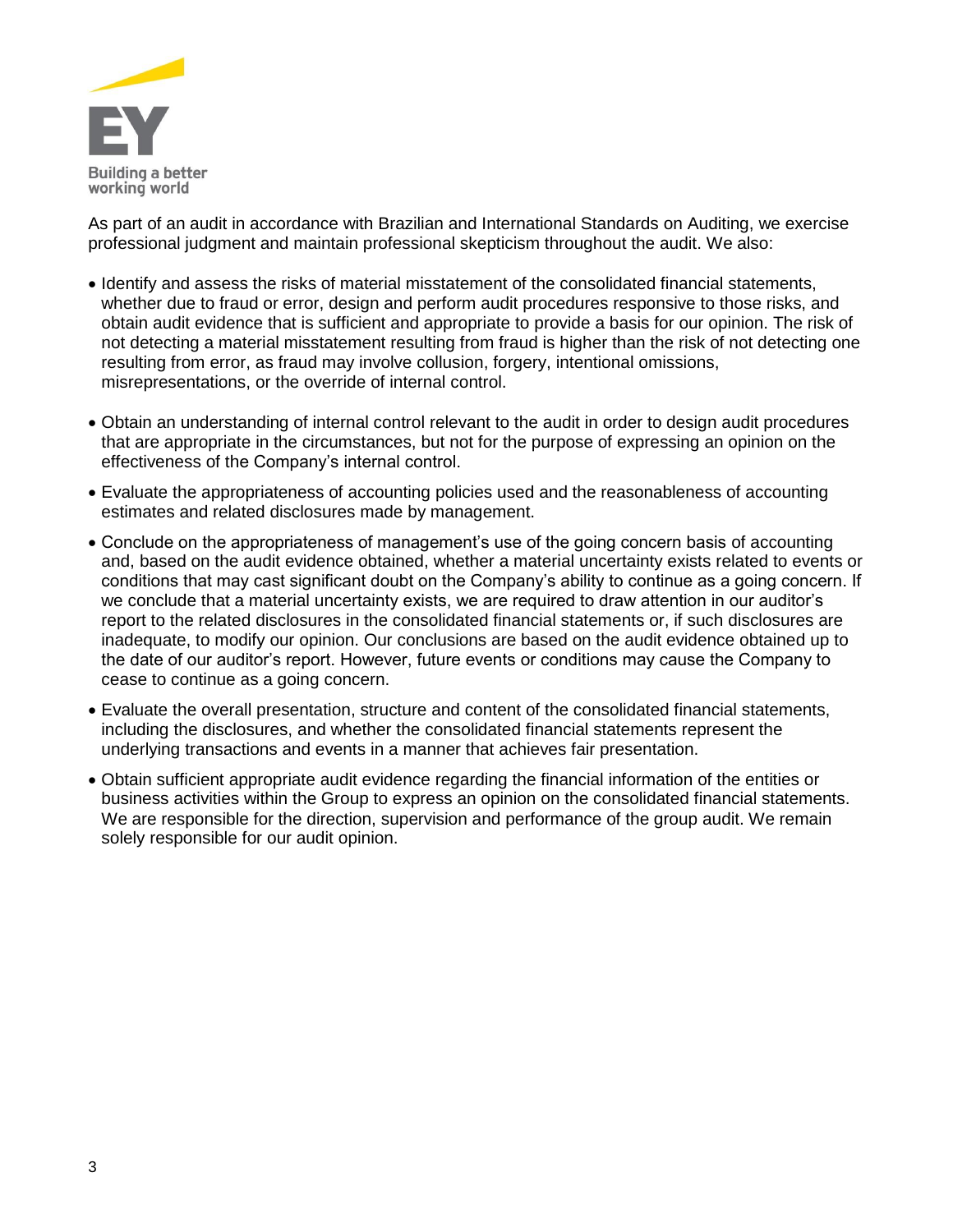As part of an audit in accordance with Brazilian and International Standards on Auditing, we exercise professional judgment and maintain professional skepticism throughout the audit. We also:

- Identify and assess the risks of material misstatement of the consolidated financial statements, whether due to fraud or error, design and perform audit procedures responsive to those risks, and obtain audit evidence that is sufficient and appropriate to provide a basis for our opinion. The risk of not detecting a material misstatement resulting from fraud is higher than the risk of not detecting one resulting from error, as fraud may involve collusion, forgery, intentional omissions, misrepresentations, or the override of internal control.
- Obtain an understanding of internal control relevant to the audit in order to design audit procedures that are appropriate in the circumstances, but not for the purpose of expressing an opinion on the effectiveness of the Company's internal control.
- Evaluate the appropriateness of accounting policies used and the reasonableness of accounting estimates and related disclosures made by management.
- Conclude on the appropriateness of management's use of the going concern basis of accounting and, based on the audit evidence obtained, whether a material uncertainty exists related to events or conditions that may cast significant doubt on the Company's ability to continue as a going concern. If we conclude that a material uncertainty exists, we are required to draw attention in our auditor's report to the related disclosures in the consolidated financial statements or, if such disclosures are inadequate, to modify our opinion. Our conclusions are based on the audit evidence obtained up to the date of our auditor's report. However, future events or conditions may cause the Company to cease to continue as a going concern.
- Evaluate the overall presentation, structure and content of the consolidated financial statements, including the disclosures, and whether the consolidated financial statements represent the underlying transactions and events in a manner that achieves fair presentation.
- Obtain sufficient appropriate audit evidence regarding the financial information of the entities or business activities within the Group to express an opinion on the consolidated financial statements. We are responsible for the direction, supervision and performance of the group audit. We remain solely responsible for our audit opinion.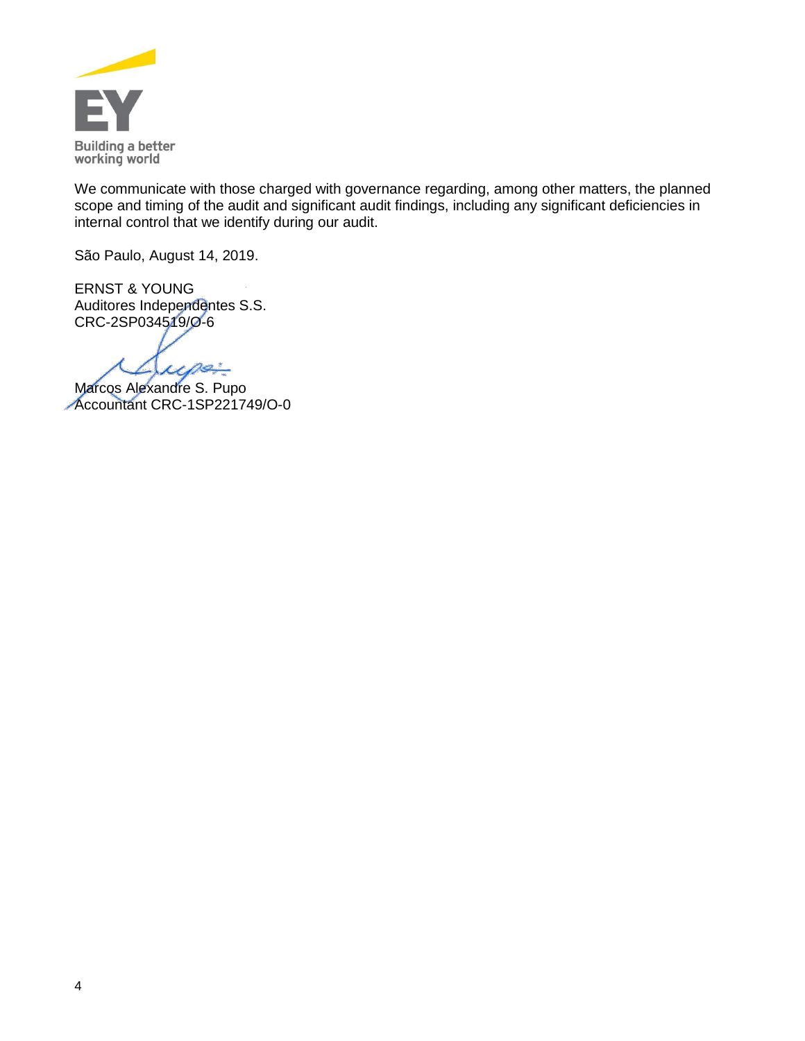We communicate with those charged with governance regarding, among other matters, the planned scope and timing of the audit and significant audit findings, including any significant deficiencies in internal control that we identify during our audit.

São Paulo, August 14, 2019.

ERNST & YOUNG
Auditores Independentes S.S.
CRC-2SP034519/O-6

Marcos Alexandre S. Pupo
Accountant CRC-1SP221749/O-0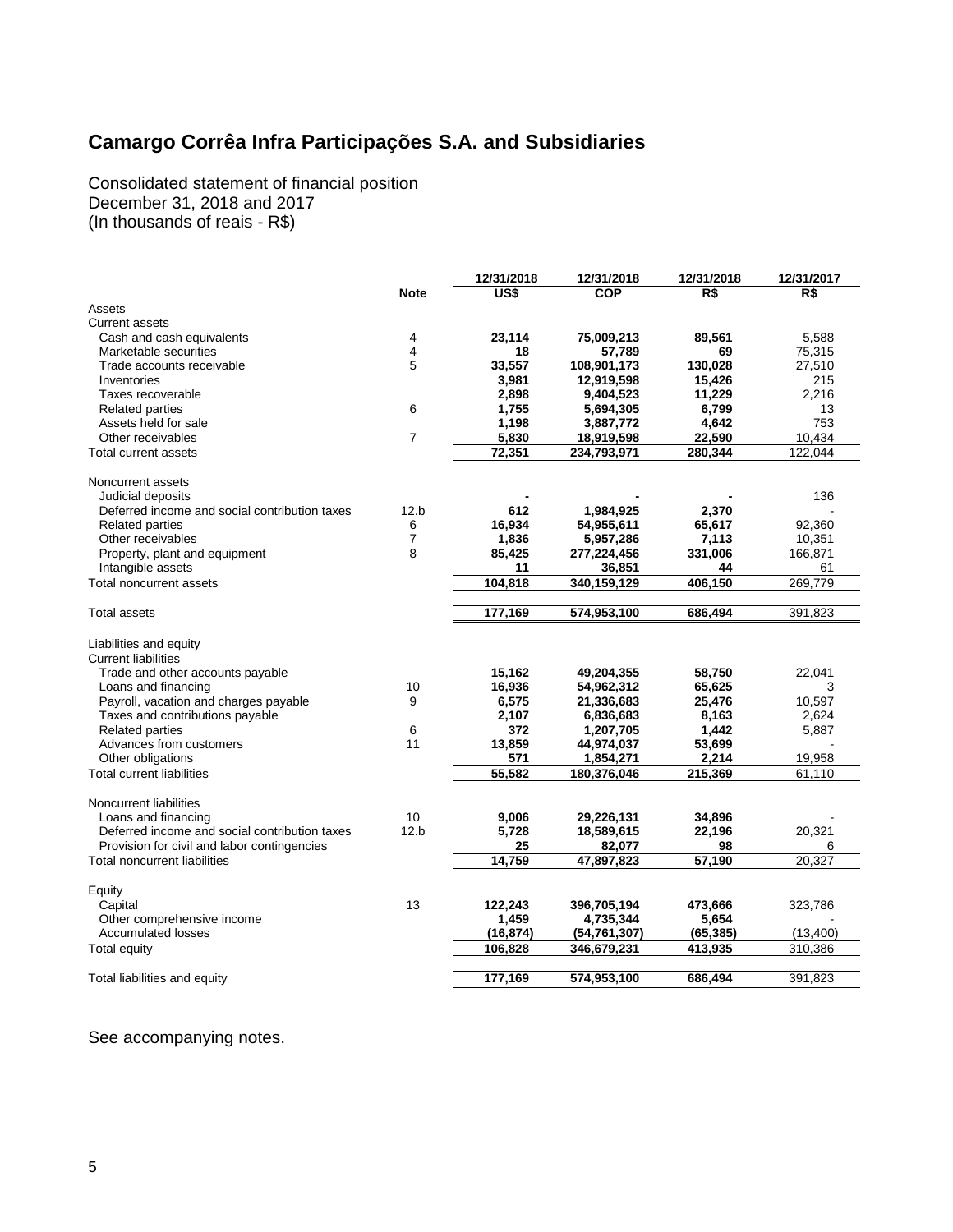# Camargo Corrêa Infra Participações S.A. and Subsidiaries

Consolidated statement of financial position
December 31, 2018 and 2017
(In thousands of reais - R$)

| | Note | 12/31/2018 US$ | 12/31/2018 COP | 12/31/2018 R$ | 12/31/2017 R$ |
|---|---|---|---|---|---|
| Assets | | | | | |
| Current assets | | | | | |
| Cash and cash equivalents | 4 | **23,114** | **75,009,213** | **89,561** | 5,588 |
| Marketable securities | 4 | **18** | **57,789** | **69** | 75,315 |
| Trade accounts receivable | 5 | **33,557** | **108,901,173** | **130,028** | 27,510 |
| Inventories | | **3,981** | **12,919,598** | **15,426** | 215 |
| Taxes recoverable | | **2,898** | **9,404,523** | **11,229** | 2,216 |
| Related parties | 6 | **1,755** | **5,694,305** | **6,799** | 13 |
| Assets held for sale | | **1,198** | **3,887,772** | **4,642** | 753 |
| Other receivables | 7 | **5,830** | **18,919,598** | **22,590** | 10,434 |
| Total current assets | | **72,351** | **234,793,971** | **280,344** | 122,044 |
| Noncurrent assets | | | | | |
| Judicial deposits | | **-** | **-** | **-** | 136 |
| Deferred income and social contribution taxes | 12.b | **612** | **1,984,925** | **2,370** | - |
| Related parties | 6 | **16,934** | **54,955,611** | **65,617** | 92,360 |
| Other receivables | 7 | **1,836** | **5,957,286** | **7,113** | 10,351 |
| Property, plant and equipment | 8 | **85,425** | **277,224,456** | **331,006** | 166,871 |
| Intangible assets | | **11** | **36,851** | **44** | 61 |
| Total noncurrent assets | | **104,818** | **340,159,129** | **406,150** | 269,779 |
| Total assets | | **177,169** | **574,953,100** | **686,494** | 391,823 |
| Liabilities and equity | | | | | |
| Current liabilities | | | | | |
| Trade and other accounts payable | | **15,162** | **49,204,355** | **58,750** | 22,041 |
| Loans and financing | 10 | **16,936** | **54,962,312** | **65,625** | 3 |
| Payroll, vacation and charges payable | 9 | **6,575** | **21,336,683** | **25,476** | 10,597 |
| Taxes and contributions payable | | **2,107** | **6,836,683** | **8,163** | 2,624 |
| Related parties | 6 | **372** | **1,207,705** | **1,442** | 5,887 |
| Advances from customers | 11 | **13,859** | **44,974,037** | **53,699** | - |
| Other obligations | | **571** | **1,854,271** | **2,214** | 19,958 |
| Total current liabilities | | **55,582** | **180,376,046** | **215,369** | 61,110 |
| Noncurrent liabilities | | | | | |
| Loans and financing | 10 | **9,006** | **29,226,131** | **34,896** | - |
| Deferred income and social contribution taxes | 12.b | **5,728** | **18,589,615** | **22,196** | 20,321 |
| Provision for civil and labor contingencies | | **25** | **82,077** | **98** | 6 |
| Total noncurrent liabilities | | **14,759** | **47,897,823** | **57,190** | 20,327 |
| Equity | | | | | |
| Capital | 13 | **122,243** | **396,705,194** | **473,666** | 323,786 |
| Other comprehensive income | | **1,459** | **4,735,344** | **5,654** | - |
| Accumulated losses | | **(16,874)** | **(54,761,307)** | **(65,385)** | (13,400) |
| Total equity | | **106,828** | **346,679,231** | **413,935** | 310,386 |
| Total liabilities and equity | | **177,169** | **574,953,100** | **686,494** | 391,823 |

See accompanying notes.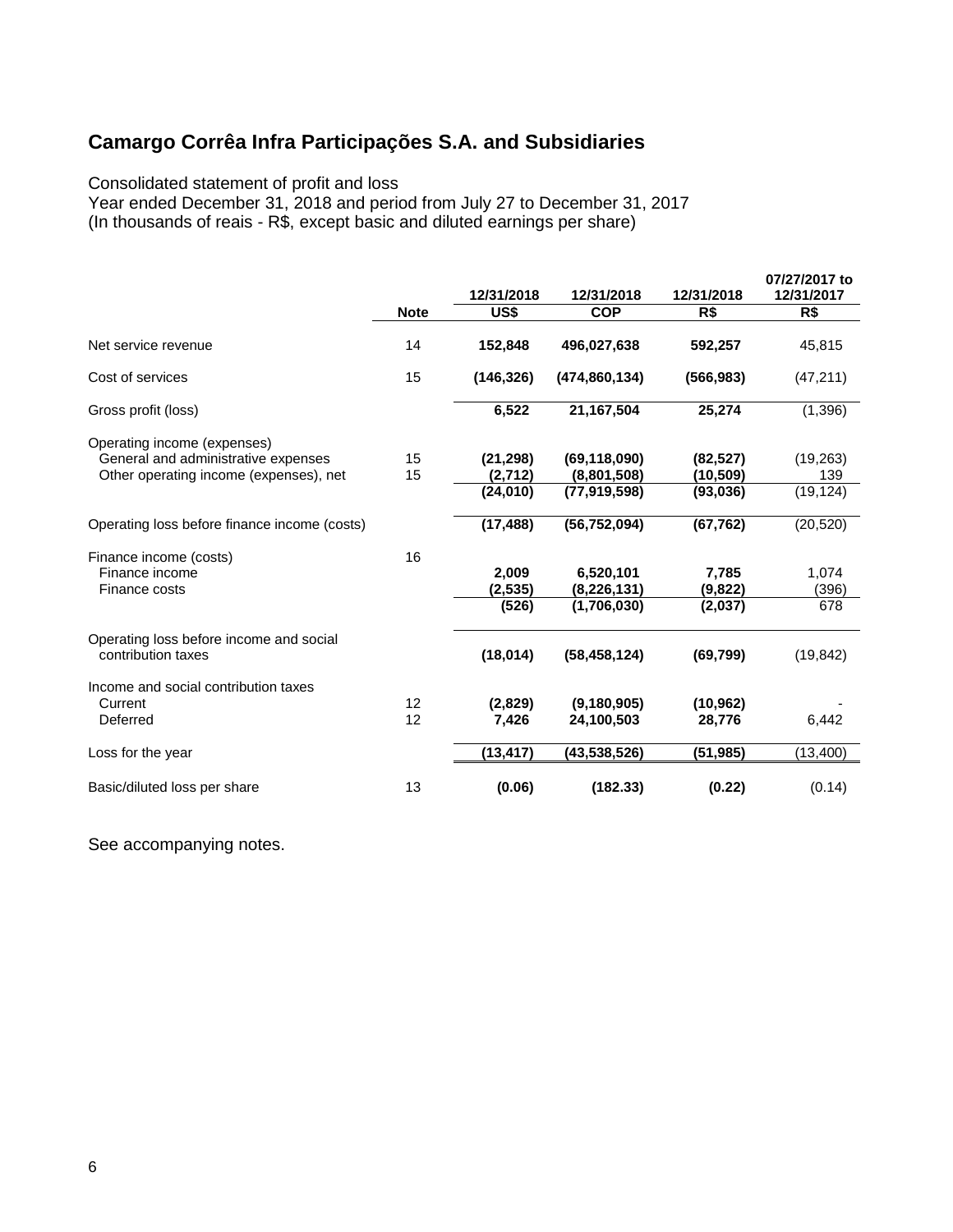## Camargo Corrêa Infra Participações S.A. and Subsidiaries

Consolidated statement of profit and loss
Year ended December 31, 2018 and period from July 27 to December 31, 2017
(In thousands of reais - R$, except basic and diluted earnings per share)

| | Note | 12/31/2018 US$ | 12/31/2018 COP | 12/31/2018 R$ | 07/27/2017 to 12/31/2017 R$ |
|---|---|---|---|---|---|
| Net service revenue | 14 | **152,848** | **496,027,638** | **592,257** | 45,815 |
| Cost of services | 15 | **(146,326)** | **(474,860,134)** | **(566,983)** | (47,211) |
| Gross profit (loss) | | **6,522** | **21,167,504** | **25,274** | (1,396) |
| Operating income (expenses) | | | | | |
| General and administrative expenses | 15 | **(21,298)** | **(69,118,090)** | **(82,527)** | (19,263) |
| Other operating income (expenses), net | 15 | **(2,712)** | **(8,801,508)** | **(10,509)** | 139 |
| | | **(24,010)** | **(77,919,598)** | **(93,036)** | (19,124) |
| Operating loss before finance income (costs) | | **(17,488)** | **(56,752,094)** | **(67,762)** | (20,520) |
| Finance income (costs) | 16 | | | | |
| Finance income | | **2,009** | **6,520,101** | **7,785** | 1,074 |
| Finance costs | | **(2,535)** | **(8,226,131)** | **(9,822)** | (396) |
| | | **(526)** | **(1,706,030)** | **(2,037)** | 678 |
| Operating loss before income and social contribution taxes | | **(18,014)** | **(58,458,124)** | **(69,799)** | (19,842) |
| Income and social contribution taxes | | | | | |
| Current | 12 | **(2,829)** | **(9,180,905)** | **(10,962)** | - |
| Deferred | 12 | **7,426** | **24,100,503** | **28,776** | 6,442 |
| Loss for the year | | **(13,417)** | **(43,538,526)** | **(51,985)** | (13,400) |
| Basic/diluted loss per share | 13 | **(0.06)** | **(182.33)** | **(0.22)** | (0.14) |

See accompanying notes.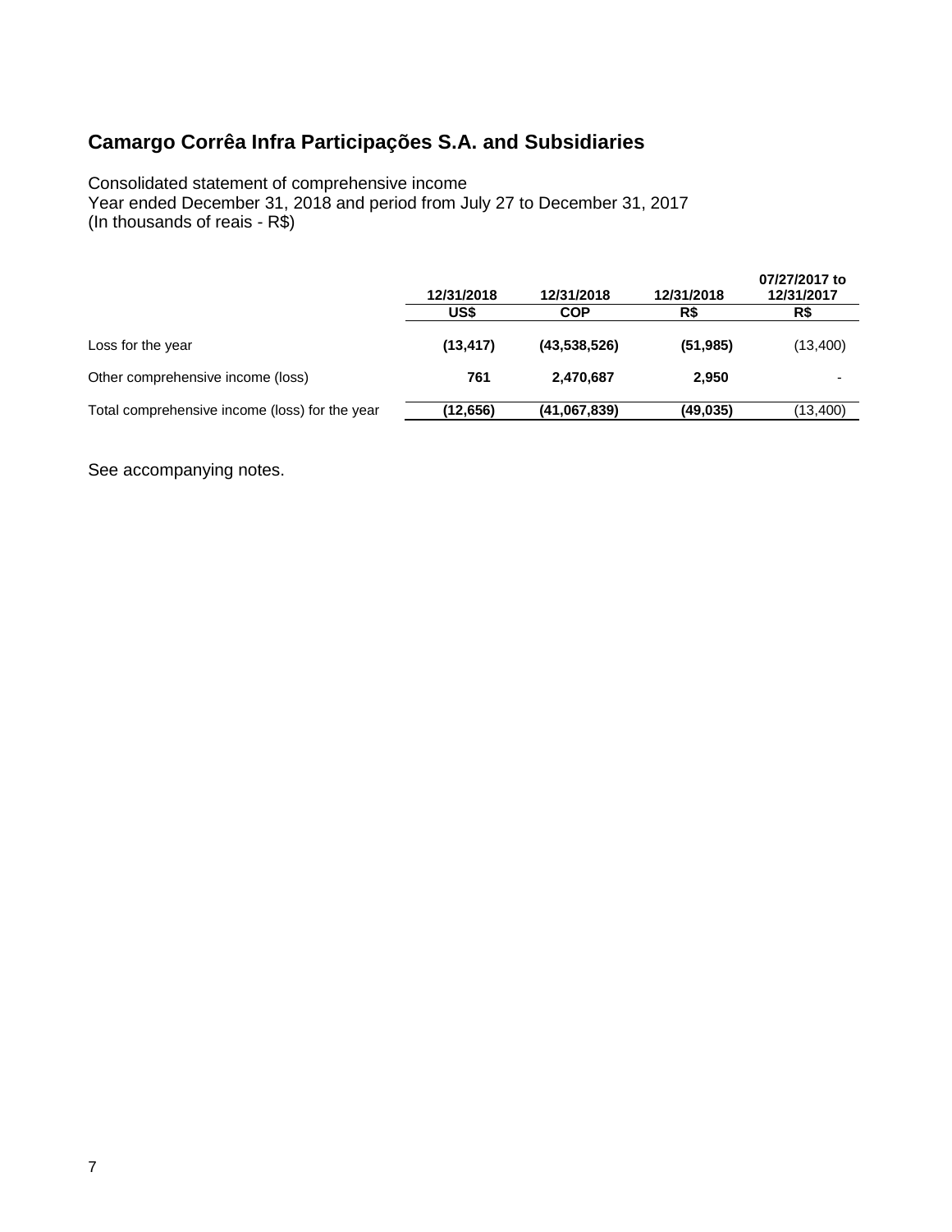# Camargo Corrêa Infra Participações S.A. and Subsidiaries

Consolidated statement of comprehensive income
Year ended December 31, 2018 and period from July 27 to December 31, 2017
(In thousands of reais - R$)

| | 12/31/2018 | 12/31/2018 | 12/31/2018 | 07/27/2017 to 12/31/2017 |
|---|---|---|---|---|
| | US$ | COP | R$ | R$ |
| Loss for the year | **(13,417)** | **(43,538,526)** | **(51,985)** | (13,400) |
| Other comprehensive income (loss) | **761** | **2,470,687** | **2,950** | - |
| Total comprehensive income (loss) for the year | **(12,656)** | **(41,067,839)** | **(49,035)** | (13,400) |

See accompanying notes.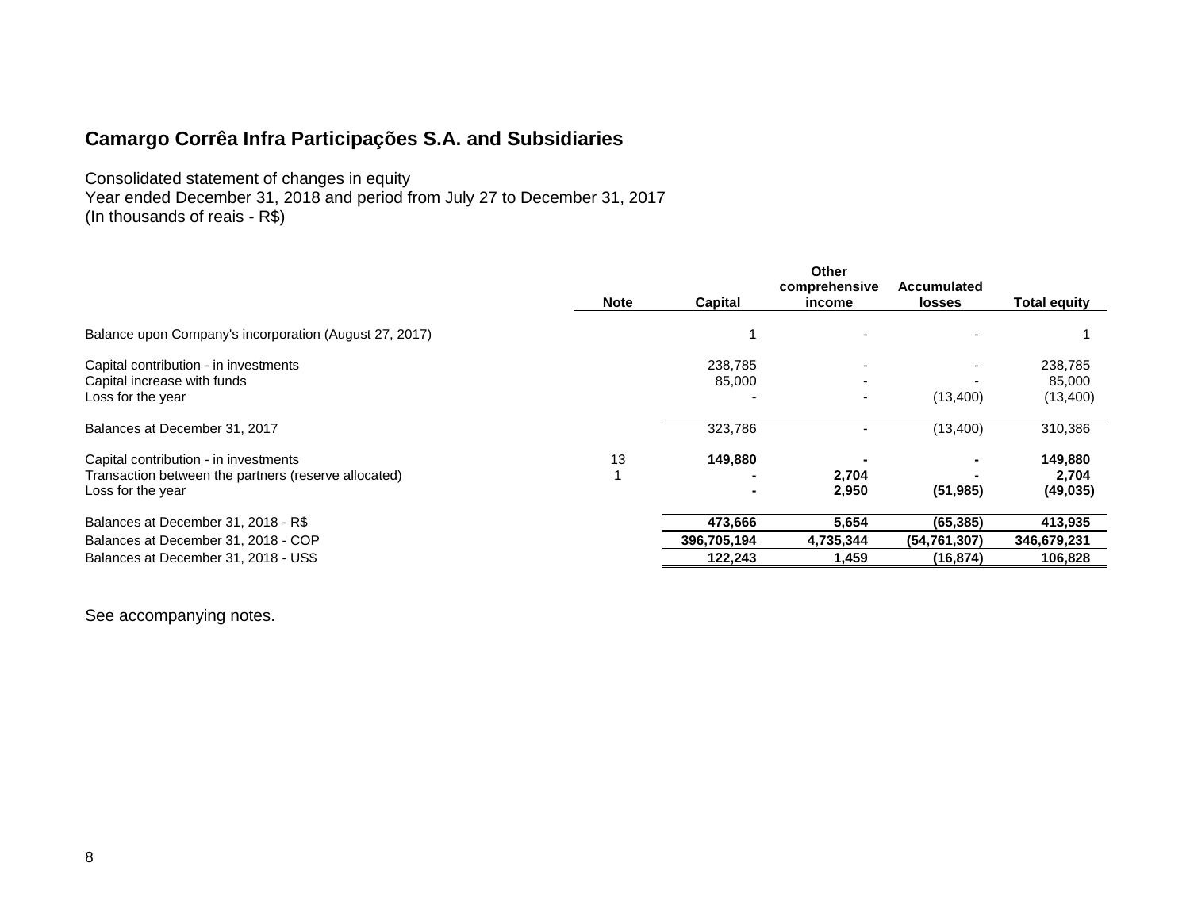## Camargo Corrêa Infra Participações S.A. and Subsidiaries

Consolidated statement of changes in equity
Year ended December 31, 2018 and period from July 27 to December 31, 2017
(In thousands of reais - R$)

| | Note | Capital | Other comprehensive income | Accumulated losses | Total equity |
|---|---|---|---|---|---|
| Balance upon Company's incorporation (August 27, 2017) | | 1 | - | - | 1 |
| Capital contribution - in investments | | 238,785 | - | - | 238,785 |
| Capital increase with funds | | 85,000 | - | - | 85,000 |
| Loss for the year | | - | - | (13,400) | (13,400) |
| Balances at December 31, 2017 | | 323,786 | - | (13,400) | 310,386 |
| Capital contribution - in investments | 13 | **149,880** | **-** | **-** | **149,880** |
| Transaction between the partners (reserve allocated) | 1 | **-** | **2,704** | **-** | **2,704** |
| Loss for the year | | **-** | **2,950** | **(51,985)** | **(49,035)** |
| Balances at December 31, 2018 - R$ | | **473,666** | **5,654** | **(65,385)** | **413,935** |
| Balances at December 31, 2018 - COP | | **396,705,194** | **4,735,344** | **(54,761,307)** | **346,679,231** |
| Balances at December 31, 2018 - US$ | | **122,243** | **1,459** | **(16,874)** | **106,828** |

See accompanying notes.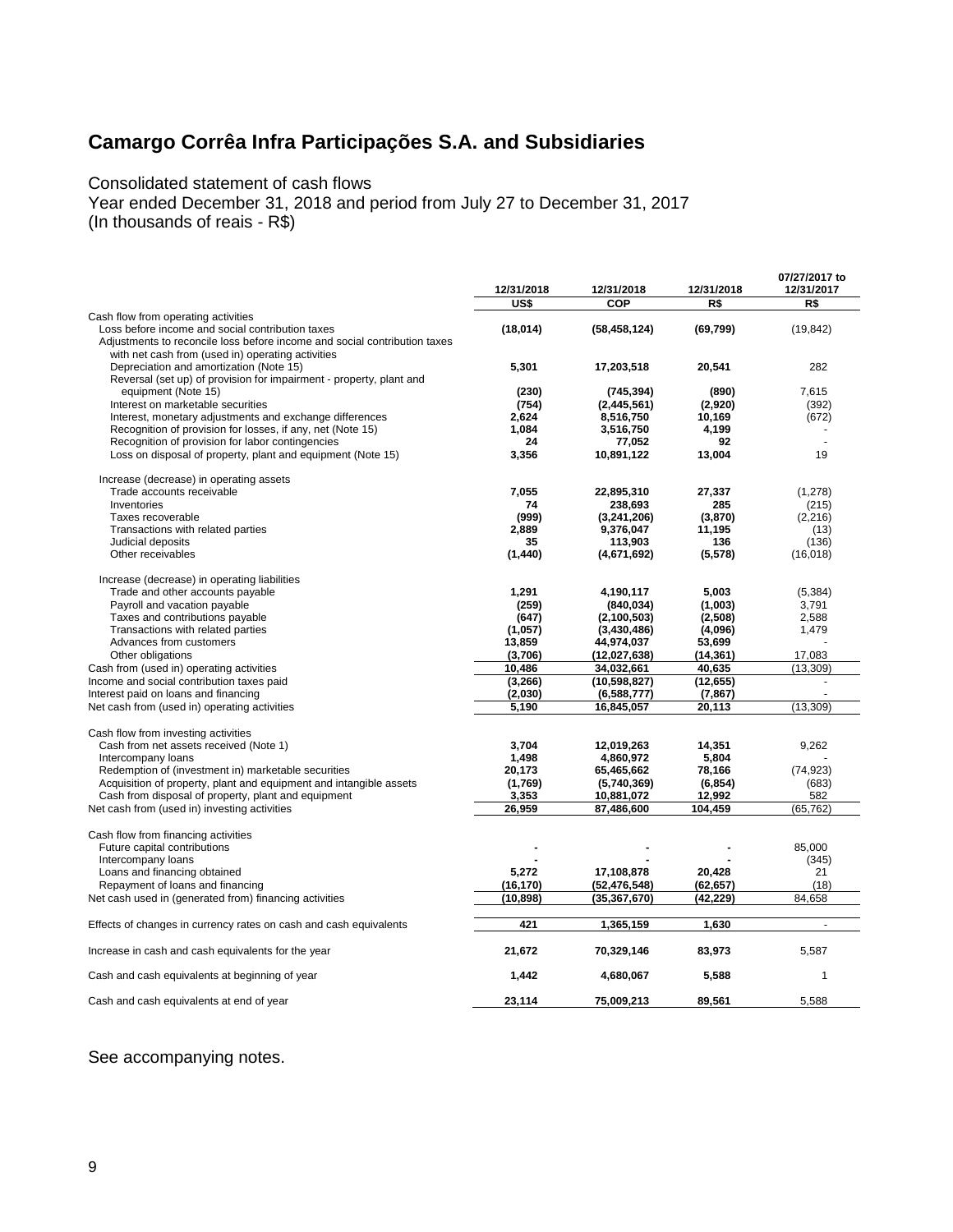# Camargo Corrêa Infra Participações S.A. and Subsidiaries

Consolidated statement of cash flows
Year ended December 31, 2018 and period from July 27 to December 31, 2017
(In thousands of reais - R$)

| | 12/31/2018 | 12/31/2018 | 12/31/2018 | 07/27/2017 to 12/31/2017 |
|---|---|---|---|---|
| | US$ | COP | R$ | R$ |
| Cash flow from operating activities | | | | |
| Loss before income and social contribution taxes | (18,014) | (58,458,124) | (69,799) | (19,842) |
| Adjustments to reconcile loss before income and social contribution taxes with net cash from (used in) operating activities | | | | |
| Depreciation and amortization (Note 15) | 5,301 | 17,203,518 | 20,541 | 282 |
| Reversal (set up) of provision for impairment - property, plant and equipment (Note 15) | (230) | (745,394) | (890) | 7,615 |
| Interest on marketable securities | (754) | (2,445,561) | (2,920) | (392) |
| Interest, monetary adjustments and exchange differences | 2,624 | 8,516,750 | 10,169 | (672) |
| Recognition of provision for losses, if any, net (Note 15) | 1,084 | 3,516,750 | 4,199 | - |
| Recognition of provision for labor contingencies | 24 | 77,052 | 92 | - |
| Loss on disposal of property, plant and equipment (Note 15) | 3,356 | 10,891,122 | 13,004 | 19 |
| Increase (decrease) in operating assets | | | | |
| Trade accounts receivable | 7,055 | 22,895,310 | 27,337 | (1,278) |
| Inventories | 74 | 238,693 | 285 | (215) |
| Taxes recoverable | (999) | (3,241,206) | (3,870) | (2,216) |
| Transactions with related parties | 2,889 | 9,376,047 | 11,195 | (13) |
| Judicial deposits | 35 | 113,903 | 136 | (136) |
| Other receivables | (1,440) | (4,671,692) | (5,578) | (16,018) |
| Increase (decrease) in operating liabilities | | | | |
| Trade and other accounts payable | 1,291 | 4,190,117 | 5,003 | (5,384) |
| Payroll and vacation payable | (259) | (840,034) | (1,003) | 3,791 |
| Taxes and contributions payable | (647) | (2,100,503) | (2,508) | 2,588 |
| Transactions with related parties | (1,057) | (3,430,486) | (4,096) | 1,479 |
| Advances from customers | 13,859 | 44,974,037 | 53,699 | - |
| Other obligations | (3,706) | (12,027,638) | (14,361) | 17,083 |
| Cash from (used in) operating activities | 10,486 | 34,032,661 | 40,635 | (13,309) |
| Income and social contribution taxes paid | (3,266) | (10,598,827) | (12,655) | - |
| Interest paid on loans and financing | (2,030) | (6,588,777) | (7,867) | - |
| Net cash from (used in) operating activities | 5,190 | 16,845,057 | 20,113 | (13,309) |
| Cash flow from investing activities | | | | |
| Cash from net assets received (Note 1) | 3,704 | 12,019,263 | 14,351 | 9,262 |
| Intercompany loans | 1,498 | 4,860,972 | 5,804 | - |
| Redemption of (investment in) marketable securities | 20,173 | 65,465,662 | 78,166 | (74,923) |
| Acquisition of property, plant and equipment and intangible assets | (1,769) | (5,740,369) | (6,854) | (683) |
| Cash from disposal of property, plant and equipment | 3,353 | 10,881,072 | 12,992 | 582 |
| Net cash from (used in) investing activities | 26,959 | 87,486,600 | 104,459 | (65,762) |
| Cash flow from financing activities | | | | |
| Future capital contributions | - | - | - | 85,000 |
| Intercompany loans | - | - | - | (345) |
| Loans and financing obtained | 5,272 | 17,108,878 | 20,428 | 21 |
| Repayment of loans and financing | (16,170) | (52,476,548) | (62,657) | (18) |
| Net cash used in (generated from) financing activities | (10,898) | (35,367,670) | (42,229) | 84,658 |
| Effects of changes in currency rates on cash and cash equivalents | 421 | 1,365,159 | 1,630 | - |
| Increase in cash and cash equivalents for the year | 21,672 | 70,329,146 | 83,973 | 5,587 |
| Cash and cash equivalents at beginning of year | 1,442 | 4,680,067 | 5,588 | 1 |
| Cash and cash equivalents at end of year | 23,114 | 75,009,213 | 89,561 | 5,588 |

See accompanying notes.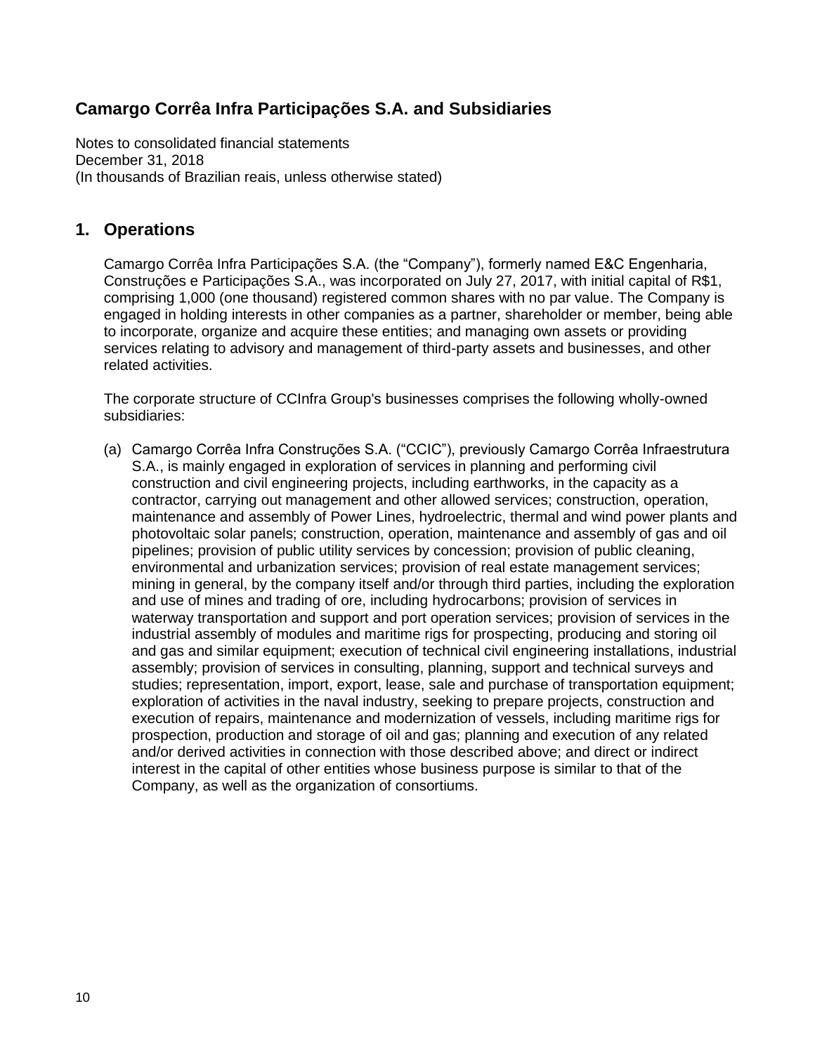## Camargo Corrêa Infra Participações S.A. and Subsidiaries

Notes to consolidated financial statements
December 31, 2018
(In thousands of Brazilian reais, unless otherwise stated)

## 1. Operations

Camargo Corrêa Infra Participações S.A. (the “Company”), formerly named E&C Engenharia, Construções e Participações S.A., was incorporated on July 27, 2017, with initial capital of R$1, comprising 1,000 (one thousand) registered common shares with no par value. The Company is engaged in holding interests in other companies as a partner, shareholder or member, being able to incorporate, organize and acquire these entities; and managing own assets or providing services relating to advisory and management of third-party assets and businesses, and other related activities.

The corporate structure of CCInfra Group's businesses comprises the following wholly-owned subsidiaries:

(a) Camargo Corrêa Infra Construções S.A. (“CCIC”), previously Camargo Corrêa Infraestrutura S.A., is mainly engaged in exploration of services in planning and performing civil construction and civil engineering projects, including earthworks, in the capacity as a contractor, carrying out management and other allowed services; construction, operation, maintenance and assembly of Power Lines, hydroelectric, thermal and wind power plants and photovoltaic solar panels; construction, operation, maintenance and assembly of gas and oil pipelines; provision of public utility services by concession; provision of public cleaning, environmental and urbanization services; provision of real estate management services; mining in general, by the company itself and/or through third parties, including the exploration and use of mines and trading of ore, including hydrocarbons; provision of services in waterway transportation and support and port operation services; provision of services in the industrial assembly of modules and maritime rigs for prospecting, producing and storing oil and gas and similar equipment; execution of technical civil engineering installations, industrial assembly; provision of services in consulting, planning, support and technical surveys and studies; representation, import, export, lease, sale and purchase of transportation equipment; exploration of activities in the naval industry, seeking to prepare projects, construction and execution of repairs, maintenance and modernization of vessels, including maritime rigs for prospection, production and storage of oil and gas; planning and execution of any related and/or derived activities in connection with those described above; and direct or indirect interest in the capital of other entities whose business purpose is similar to that of the Company, as well as the organization of consortiums.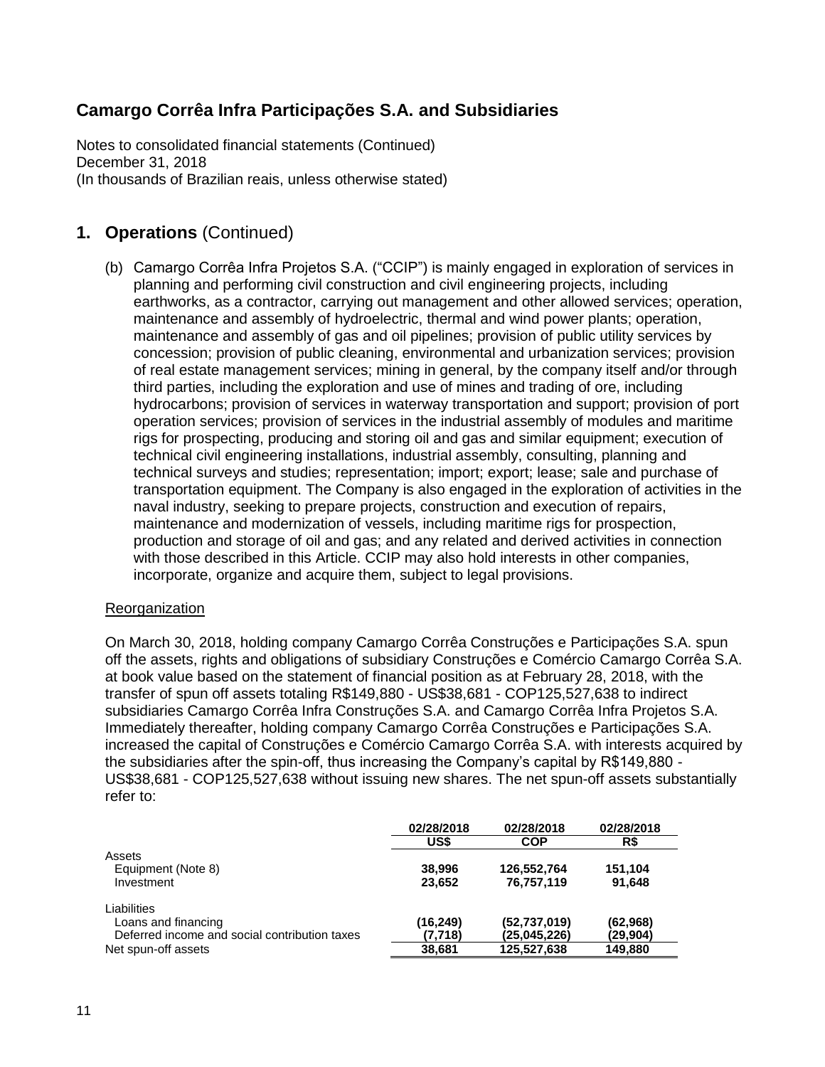## 1. Operations (Continued)

(b) Camargo Corrêa Infra Projetos S.A. ("CCIP") is mainly engaged in exploration of services in planning and performing civil construction and civil engineering projects, including earthworks, as a contractor, carrying out management and other allowed services; operation, maintenance and assembly of hydroelectric, thermal and wind power plants; operation, maintenance and assembly of gas and oil pipelines; provision of public utility services by concession; provision of public cleaning, environmental and urbanization services; provision of real estate management services; mining in general, by the company itself and/or through third parties, including the exploration and use of mines and trading of ore, including hydrocarbons; provision of services in waterway transportation and support; provision of port operation services; provision of services in the industrial assembly of modules and maritime rigs for prospecting, producing and storing oil and gas and similar equipment; execution of technical civil engineering installations, industrial assembly, consulting, planning and technical surveys and studies; representation; import; export; lease; sale and purchase of transportation equipment. The Company is also engaged in the exploration of activities in the naval industry, seeking to prepare projects, construction and execution of repairs, maintenance and modernization of vessels, including maritime rigs for prospection, production and storage of oil and gas; and any related and derived activities in connection with those described in this Article. CCIP may also hold interests in other companies, incorporate, organize and acquire them, subject to legal provisions.

Reorganization

On March 30, 2018, holding company Camargo Corrêa Construções e Participações S.A. spun off the assets, rights and obligations of subsidiary Construções e Comércio Camargo Corrêa S.A. at book value based on the statement of financial position as at February 28, 2018, with the transfer of spun off assets totaling R$149,880 - US$38,681 - COP125,527,638 to indirect subsidiaries Camargo Corrêa Infra Construções S.A. and Camargo Corrêa Infra Projetos S.A. Immediately thereafter, holding company Camargo Corrêa Construções e Participações S.A. increased the capital of Construções e Comércio Camargo Corrêa S.A. with interests acquired by the subsidiaries after the spin-off, thus increasing the Company's capital by R$149,880 - US$38,681 - COP125,527,638 without issuing new shares. The net spun-off assets substantially refer to:

| | 02/28/2018 | 02/28/2018 | 02/28/2018 |
|---|---|---|---|
| | **US$** | **COP** | **R$** |
| Assets | | | |
| Equipment (Note 8) | **38,996** | **126,552,764** | **151,104** |
| Investment | **23,652** | **76,757,119** | **91,648** |
| Liabilities | | | |
| Loans and financing | **(16,249)** | **(52,737,019)** | **(62,968)** |
| Deferred income and social contribution taxes | **(7,718)** | **(25,045,226)** | **(29,904)** |
| Net spun-off assets | **38,681** | **125,527,638** | **149,880** |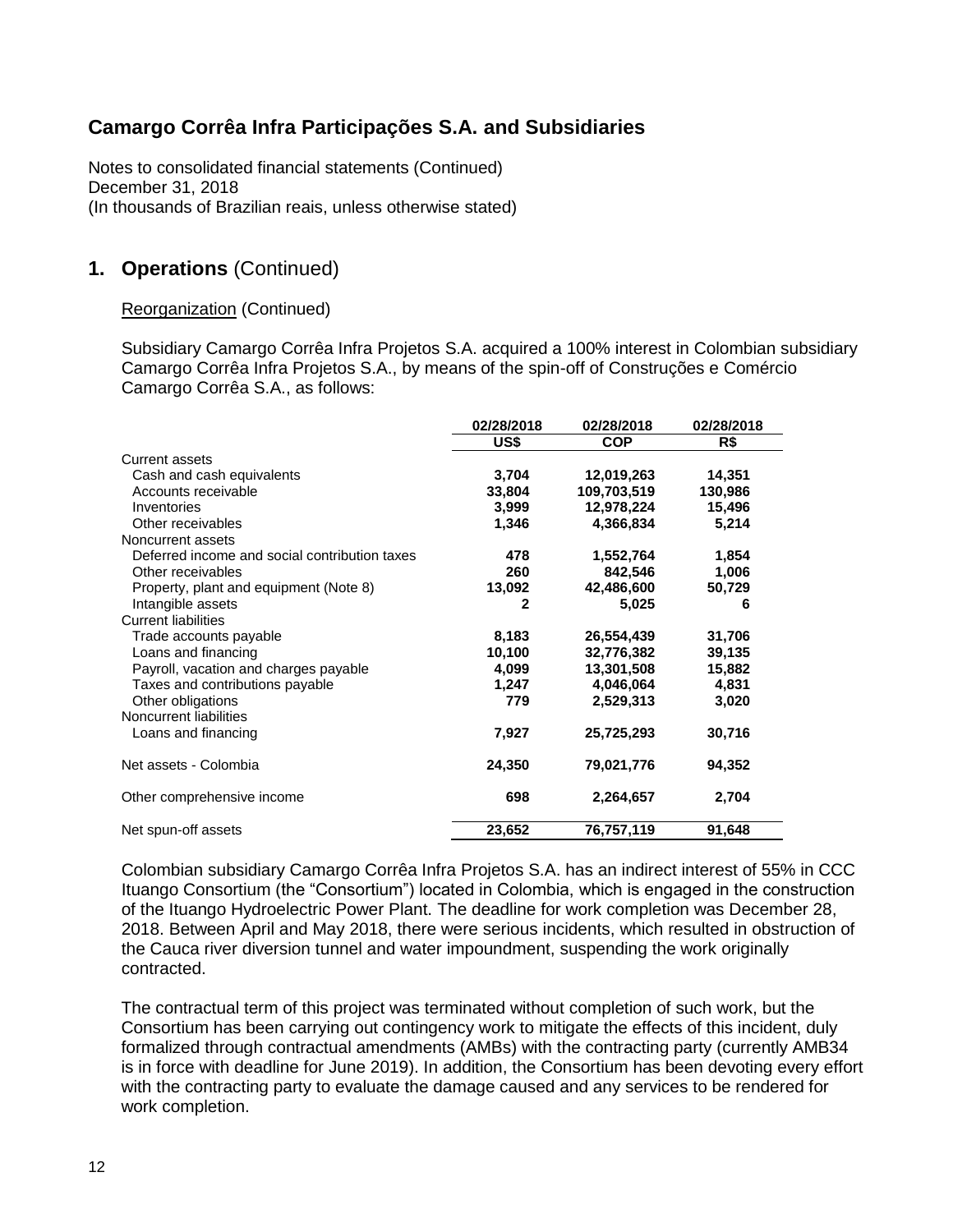## 1. Operations (Continued)

Reorganization (Continued)

Subsidiary Camargo Corrêa Infra Projetos S.A. acquired a 100% interest in Colombian subsidiary Camargo Corrêa Infra Projetos S.A., by means of the spin-off of Construções e Comércio Camargo Corrêa S.A., as follows:

| | 02/28/2018 | 02/28/2018 | 02/28/2018 |
|---|---|---|---|
| | US$ | COP | R$ |
| Current assets | | | |
| Cash and cash equivalents | 3,704 | 12,019,263 | 14,351 |
| Accounts receivable | 33,804 | 109,703,519 | 130,986 |
| Inventories | 3,999 | 12,978,224 | 15,496 |
| Other receivables | 1,346 | 4,366,834 | 5,214 |
| Noncurrent assets | | | |
| Deferred income and social contribution taxes | 478 | 1,552,764 | 1,854 |
| Other receivables | 260 | 842,546 | 1,006 |
| Property, plant and equipment (Note 8) | 13,092 | 42,486,600 | 50,729 |
| Intangible assets | 2 | 5,025 | 6 |
| Current liabilities | | | |
| Trade accounts payable | 8,183 | 26,554,439 | 31,706 |
| Loans and financing | 10,100 | 32,776,382 | 39,135 |
| Payroll, vacation and charges payable | 4,099 | 13,301,508 | 15,882 |
| Taxes and contributions payable | 1,247 | 4,046,064 | 4,831 |
| Other obligations | 779 | 2,529,313 | 3,020 |
| Noncurrent liabilities | | | |
| Loans and financing | 7,927 | 25,725,293 | 30,716 |
| Net assets - Colombia | 24,350 | 79,021,776 | 94,352 |
| Other comprehensive income | 698 | 2,264,657 | 2,704 |
| Net spun-off assets | 23,652 | 76,757,119 | 91,648 |

Colombian subsidiary Camargo Corrêa Infra Projetos S.A. has an indirect interest of 55% in CCC Ituango Consortium (the "Consortium") located in Colombia, which is engaged in the construction of the Ituango Hydroelectric Power Plant. The deadline for work completion was December 28, 2018. Between April and May 2018, there were serious incidents, which resulted in obstruction of the Cauca river diversion tunnel and water impoundment, suspending the work originally contracted.

The contractual term of this project was terminated without completion of such work, but the Consortium has been carrying out contingency work to mitigate the effects of this incident, duly formalized through contractual amendments (AMBs) with the contracting party (currently AMB34 is in force with deadline for June 2019). In addition, the Consortium has been devoting every effort with the contracting party to evaluate the damage caused and any services to be rendered for work completion.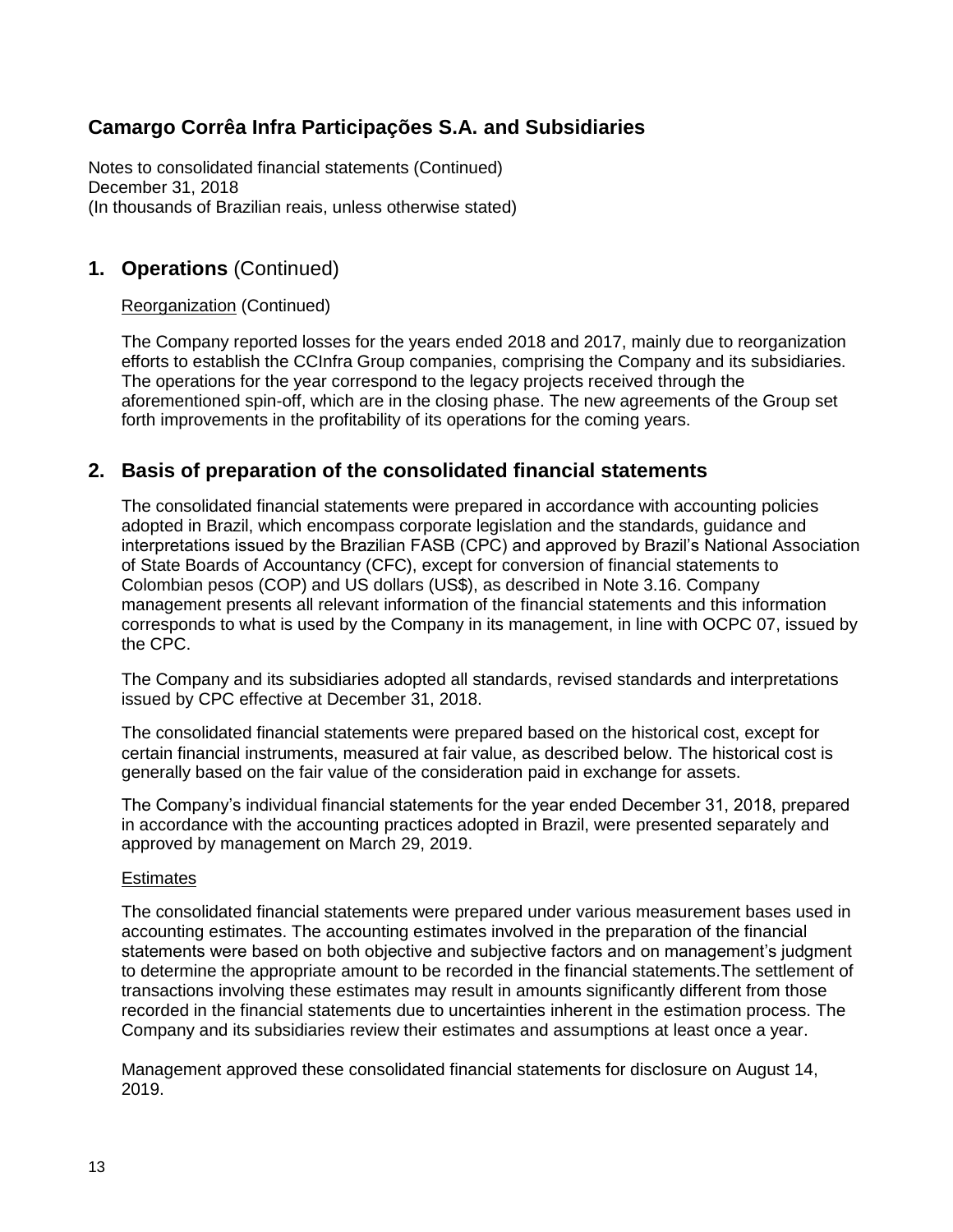# Camargo Corrêa Infra Participações S.A. and Subsidiaries

Notes to consolidated financial statements (Continued)
December 31, 2018
(In thousands of Brazilian reais, unless otherwise stated)

## 1. Operations (Continued)

Reorganization (Continued)

The Company reported losses for the years ended 2018 and 2017, mainly due to reorganization efforts to establish the CCInfra Group companies, comprising the Company and its subsidiaries. The operations for the year correspond to the legacy projects received through the aforementioned spin-off, which are in the closing phase. The new agreements of the Group set forth improvements in the profitability of its operations for the coming years.

## 2. Basis of preparation of the consolidated financial statements

The consolidated financial statements were prepared in accordance with accounting policies adopted in Brazil, which encompass corporate legislation and the standards, guidance and interpretations issued by the Brazilian FASB (CPC) and approved by Brazil's National Association of State Boards of Accountancy (CFC), except for conversion of financial statements to Colombian pesos (COP) and US dollars (US$), as described in Note 3.16. Company management presents all relevant information of the financial statements and this information corresponds to what is used by the Company in its management, in line with OCPC 07, issued by the CPC.

The Company and its subsidiaries adopted all standards, revised standards and interpretations issued by CPC effective at December 31, 2018.

The consolidated financial statements were prepared based on the historical cost, except for certain financial instruments, measured at fair value, as described below. The historical cost is generally based on the fair value of the consideration paid in exchange for assets.

The Company's individual financial statements for the year ended December 31, 2018, prepared in accordance with the accounting practices adopted in Brazil, were presented separately and approved by management on March 29, 2019.

Estimates

The consolidated financial statements were prepared under various measurement bases used in accounting estimates. The accounting estimates involved in the preparation of the financial statements were based on both objective and subjective factors and on management's judgment to determine the appropriate amount to be recorded in the financial statements.The settlement of transactions involving these estimates may result in amounts significantly different from those recorded in the financial statements due to uncertainties inherent in the estimation process. The Company and its subsidiaries review their estimates and assumptions at least once a year.

Management approved these consolidated financial statements for disclosure on August 14, 2019.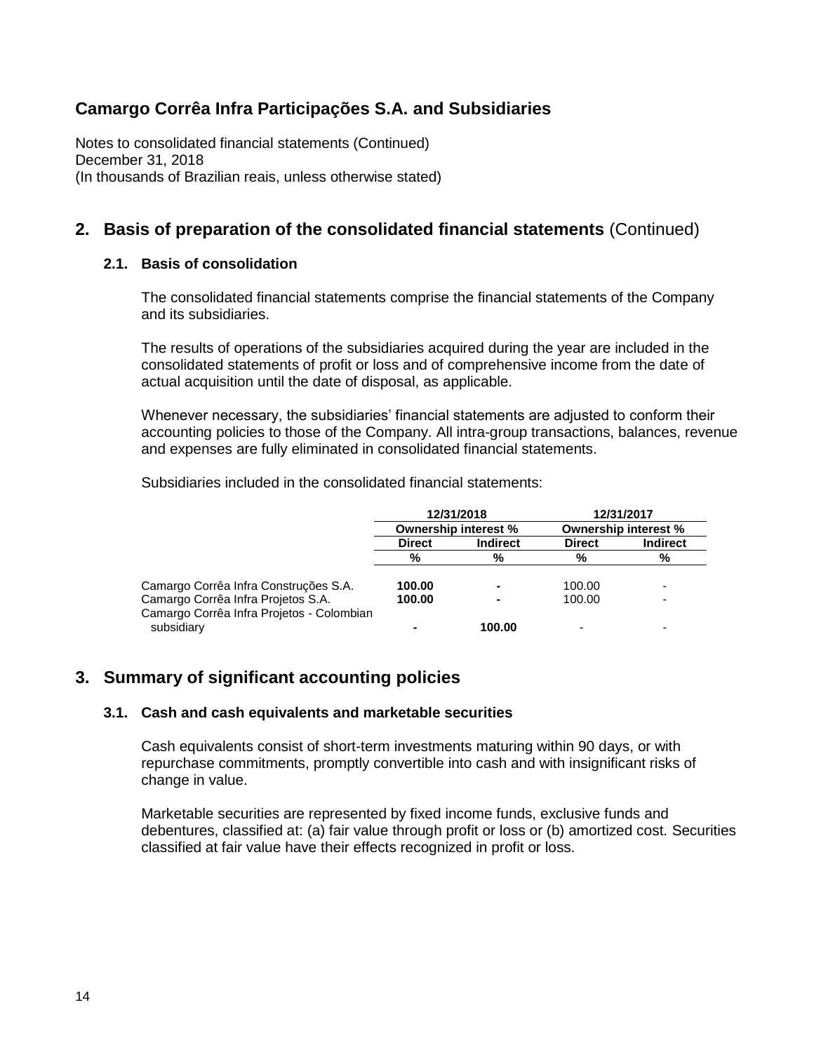# Camargo Corrêa Infra Participações S.A. and Subsidiaries

Notes to consolidated financial statements (Continued)
December 31, 2018
(In thousands of Brazilian reais, unless otherwise stated)

## 2. Basis of preparation of the consolidated financial statements (Continued)

### 2.1. Basis of consolidation

The consolidated financial statements comprise the financial statements of the Company and its subsidiaries.

The results of operations of the subsidiaries acquired during the year are included in the consolidated statements of profit or loss and of comprehensive income from the date of actual acquisition until the date of disposal, as applicable.

Whenever necessary, the subsidiaries' financial statements are adjusted to conform their accounting policies to those of the Company. All intra-group transactions, balances, revenue and expenses are fully eliminated in consolidated financial statements.

Subsidiaries included in the consolidated financial statements:

| | 12/31/2018 | | 12/31/2017 | |
|---|---|---|---|---|
| | Ownership interest % | | Ownership interest % | |
| | Direct | Indirect | Direct | Indirect |
| | % | % | % | % |
| Camargo Corrêa Infra Construções S.A. | **100.00** | **-** | 100.00 | - |
| Camargo Corrêa Infra Projetos S.A. | **100.00** | **-** | 100.00 | - |
| Camargo Corrêa Infra Projetos - Colombian subsidiary | **-** | **100.00** | - | - |

## 3. Summary of significant accounting policies

### 3.1. Cash and cash equivalents and marketable securities

Cash equivalents consist of short-term investments maturing within 90 days, or with repurchase commitments, promptly convertible into cash and with insignificant risks of change in value.

Marketable securities are represented by fixed income funds, exclusive funds and debentures, classified at: (a) fair value through profit or loss or (b) amortized cost. Securities classified at fair value have their effects recognized in profit or loss.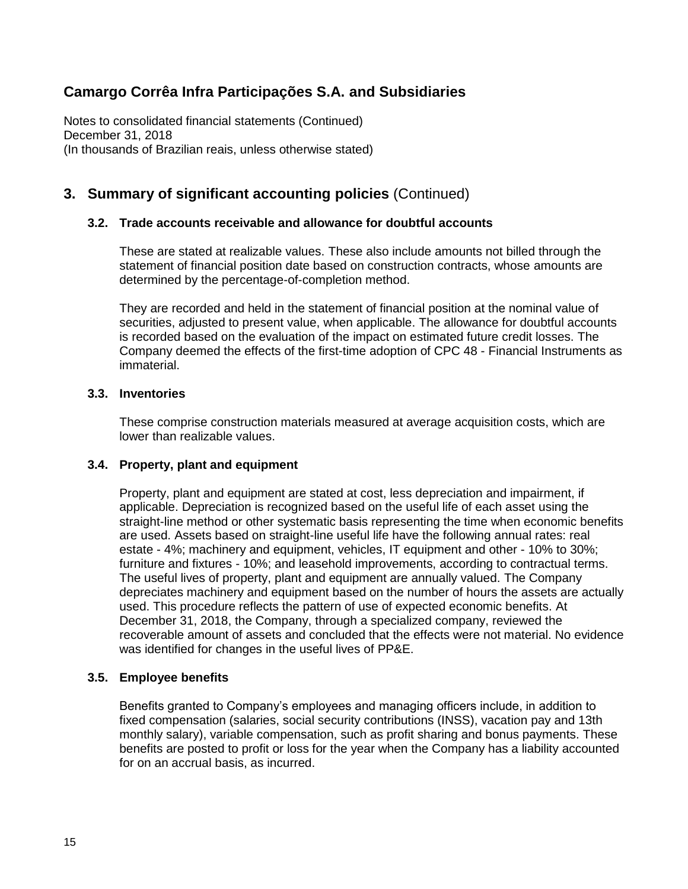# Camargo Corrêa Infra Participações S.A. and Subsidiaries

Notes to consolidated financial statements (Continued)
December 31, 2018
(In thousands of Brazilian reais, unless otherwise stated)

## 3. Summary of significant accounting policies (Continued)

### 3.2. Trade accounts receivable and allowance for doubtful accounts

These are stated at realizable values. These also include amounts not billed through the statement of financial position date based on construction contracts, whose amounts are determined by the percentage-of-completion method.

They are recorded and held in the statement of financial position at the nominal value of securities, adjusted to present value, when applicable. The allowance for doubtful accounts is recorded based on the evaluation of the impact on estimated future credit losses. The Company deemed the effects of the first-time adoption of CPC 48 - Financial Instruments as immaterial.

### 3.3. Inventories

These comprise construction materials measured at average acquisition costs, which are lower than realizable values.

### 3.4. Property, plant and equipment

Property, plant and equipment are stated at cost, less depreciation and impairment, if applicable. Depreciation is recognized based on the useful life of each asset using the straight-line method or other systematic basis representing the time when economic benefits are used. Assets based on straight-line useful life have the following annual rates: real estate - 4%; machinery and equipment, vehicles, IT equipment and other - 10% to 30%; furniture and fixtures - 10%; and leasehold improvements, according to contractual terms. The useful lives of property, plant and equipment are annually valued. The Company depreciates machinery and equipment based on the number of hours the assets are actually used. This procedure reflects the pattern of use of expected economic benefits. At December 31, 2018, the Company, through a specialized company, reviewed the recoverable amount of assets and concluded that the effects were not material. No evidence was identified for changes in the useful lives of PP&E.

### 3.5. Employee benefits

Benefits granted to Company's employees and managing officers include, in addition to fixed compensation (salaries, social security contributions (INSS), vacation pay and 13th monthly salary), variable compensation, such as profit sharing and bonus payments. These benefits are posted to profit or loss for the year when the Company has a liability accounted for on an accrual basis, as incurred.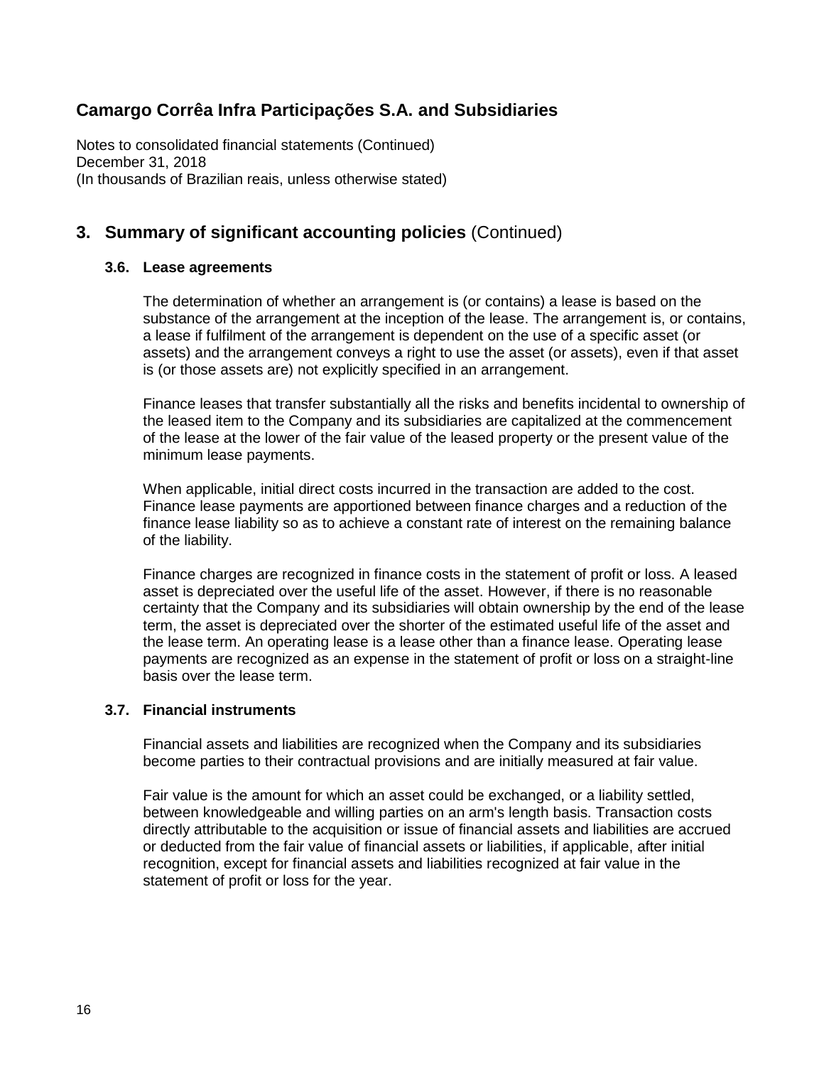# Camargo Corrêa Infra Participações S.A. and Subsidiaries

Notes to consolidated financial statements (Continued)
December 31, 2018
(In thousands of Brazilian reais, unless otherwise stated)

## 3. Summary of significant accounting policies (Continued)

### 3.6. Lease agreements

The determination of whether an arrangement is (or contains) a lease is based on the substance of the arrangement at the inception of the lease. The arrangement is, or contains, a lease if fulfilment of the arrangement is dependent on the use of a specific asset (or assets) and the arrangement conveys a right to use the asset (or assets), even if that asset is (or those assets are) not explicitly specified in an arrangement.

Finance leases that transfer substantially all the risks and benefits incidental to ownership of the leased item to the Company and its subsidiaries are capitalized at the commencement of the lease at the lower of the fair value of the leased property or the present value of the minimum lease payments.

When applicable, initial direct costs incurred in the transaction are added to the cost. Finance lease payments are apportioned between finance charges and a reduction of the finance lease liability so as to achieve a constant rate of interest on the remaining balance of the liability.

Finance charges are recognized in finance costs in the statement of profit or loss. A leased asset is depreciated over the useful life of the asset. However, if there is no reasonable certainty that the Company and its subsidiaries will obtain ownership by the end of the lease term, the asset is depreciated over the shorter of the estimated useful life of the asset and the lease term. An operating lease is a lease other than a finance lease. Operating lease payments are recognized as an expense in the statement of profit or loss on a straight-line basis over the lease term.

### 3.7. Financial instruments

Financial assets and liabilities are recognized when the Company and its subsidiaries become parties to their contractual provisions and are initially measured at fair value.

Fair value is the amount for which an asset could be exchanged, or a liability settled, between knowledgeable and willing parties on an arm's length basis. Transaction costs directly attributable to the acquisition or issue of financial assets and liabilities are accrued or deducted from the fair value of financial assets or liabilities, if applicable, after initial recognition, except for financial assets and liabilities recognized at fair value in the statement of profit or loss for the year.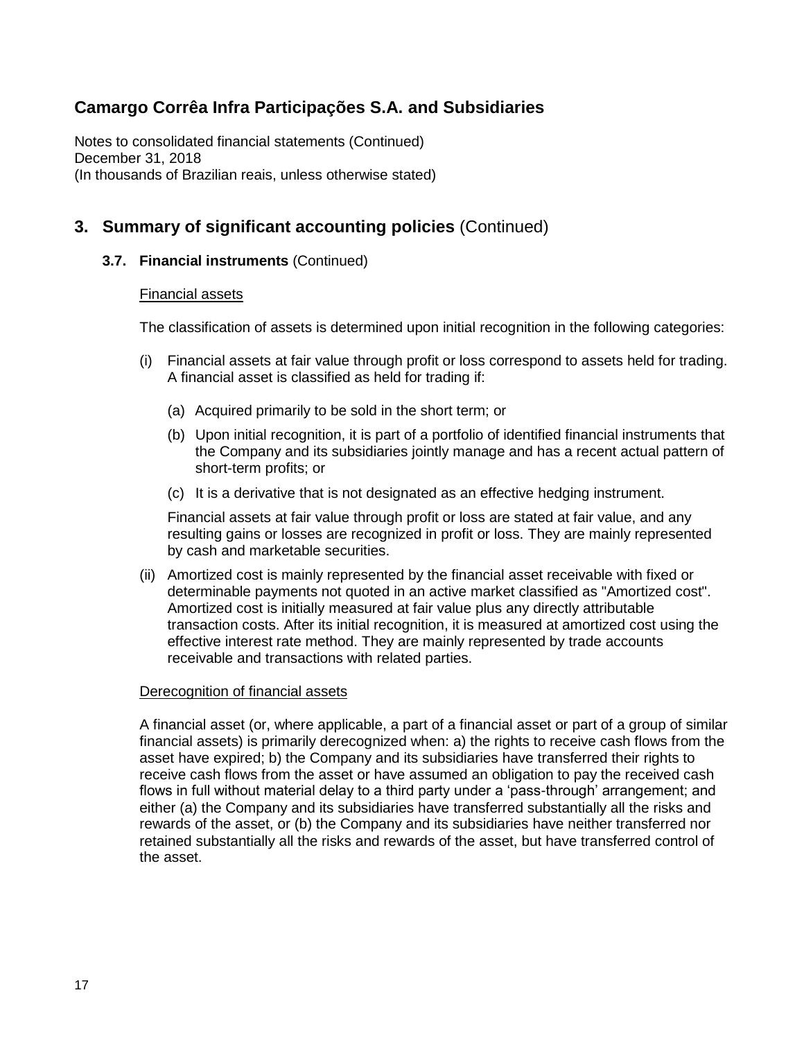# Camargo Corrêa Infra Participações S.A. and Subsidiaries

Notes to consolidated financial statements (Continued)
December 31, 2018
(In thousands of Brazilian reais, unless otherwise stated)

## 3. Summary of significant accounting policies (Continued)

### 3.7. Financial instruments (Continued)

Financial assets

The classification of assets is determined upon initial recognition in the following categories:

(i) Financial assets at fair value through profit or loss correspond to assets held for trading. A financial asset is classified as held for trading if:

   (a) Acquired primarily to be sold in the short term; or

   (b) Upon initial recognition, it is part of a portfolio of identified financial instruments that the Company and its subsidiaries jointly manage and has a recent actual pattern of short-term profits; or

   (c) It is a derivative that is not designated as an effective hedging instrument.

   Financial assets at fair value through profit or loss are stated at fair value, and any resulting gains or losses are recognized in profit or loss. They are mainly represented by cash and marketable securities.

(ii) Amortized cost is mainly represented by the financial asset receivable with fixed or determinable payments not quoted in an active market classified as "Amortized cost". Amortized cost is initially measured at fair value plus any directly attributable transaction costs. After its initial recognition, it is measured at amortized cost using the effective interest rate method. They are mainly represented by trade accounts receivable and transactions with related parties.

Derecognition of financial assets

A financial asset (or, where applicable, a part of a financial asset or part of a group of similar financial assets) is primarily derecognized when: a) the rights to receive cash flows from the asset have expired; b) the Company and its subsidiaries have transferred their rights to receive cash flows from the asset or have assumed an obligation to pay the received cash flows in full without material delay to a third party under a 'pass-through' arrangement; and either (a) the Company and its subsidiaries have transferred substantially all the risks and rewards of the asset, or (b) the Company and its subsidiaries have neither transferred nor retained substantially all the risks and rewards of the asset, but have transferred control of the asset.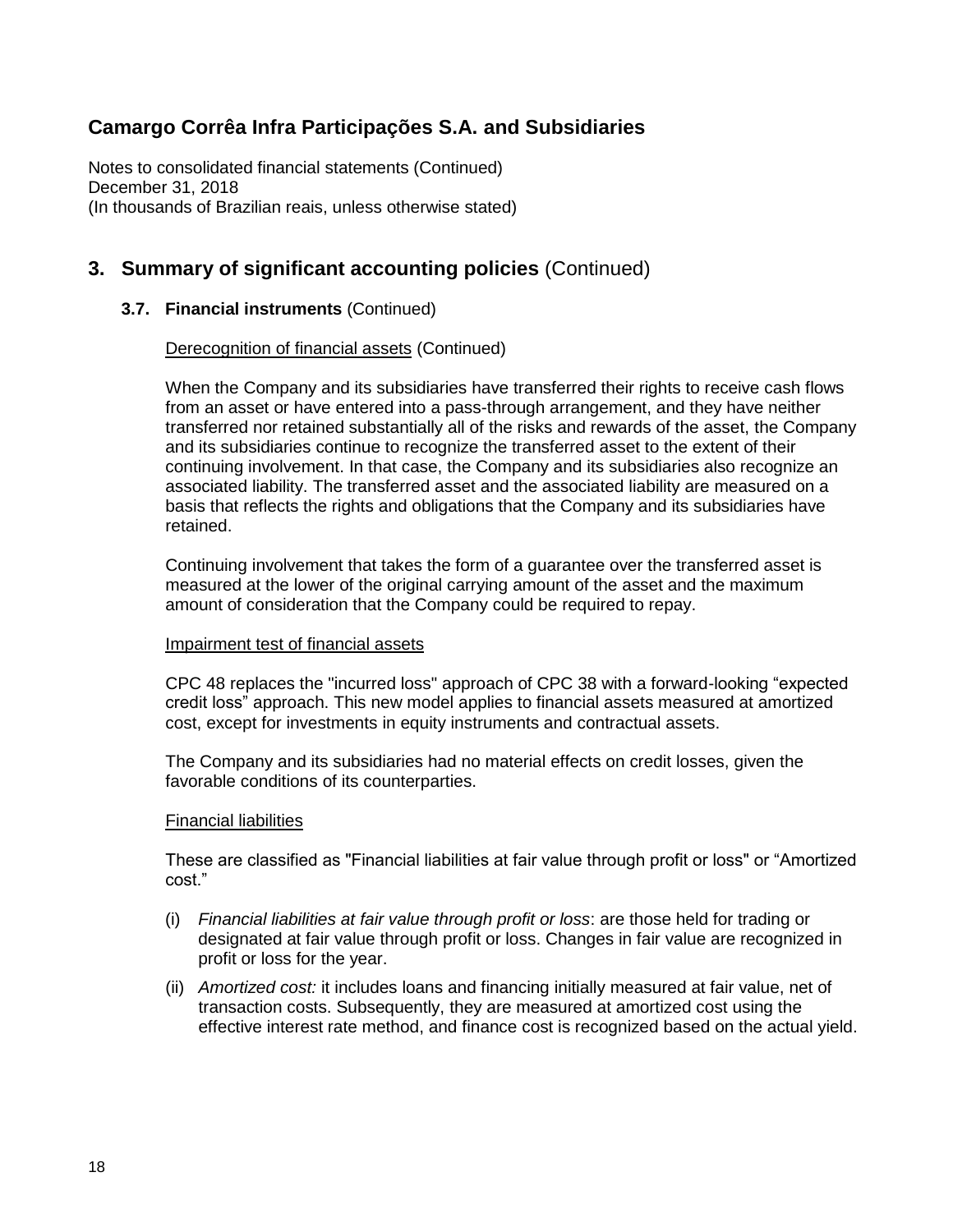## 3. Summary of significant accounting policies (Continued)

### 3.7. Financial instruments (Continued)

Derecognition of financial assets (Continued)

When the Company and its subsidiaries have transferred their rights to receive cash flows from an asset or have entered into a pass-through arrangement, and they have neither transferred nor retained substantially all of the risks and rewards of the asset, the Company and its subsidiaries continue to recognize the transferred asset to the extent of their continuing involvement. In that case, the Company and its subsidiaries also recognize an associated liability. The transferred asset and the associated liability are measured on a basis that reflects the rights and obligations that the Company and its subsidiaries have retained.

Continuing involvement that takes the form of a guarantee over the transferred asset is measured at the lower of the original carrying amount of the asset and the maximum amount of consideration that the Company could be required to repay.

Impairment test of financial assets

CPC 48 replaces the "incurred loss" approach of CPC 38 with a forward-looking "expected credit loss" approach. This new model applies to financial assets measured at amortized cost, except for investments in equity instruments and contractual assets.

The Company and its subsidiaries had no material effects on credit losses, given the favorable conditions of its counterparties.

Financial liabilities

These are classified as "Financial liabilities at fair value through profit or loss" or "Amortized cost."

(i) *Financial liabilities at fair value through profit or loss*: are those held for trading or designated at fair value through profit or loss. Changes in fair value are recognized in profit or loss for the year.

(ii) *Amortized cost:* it includes loans and financing initially measured at fair value, net of transaction costs. Subsequently, they are measured at amortized cost using the effective interest rate method, and finance cost is recognized based on the actual yield.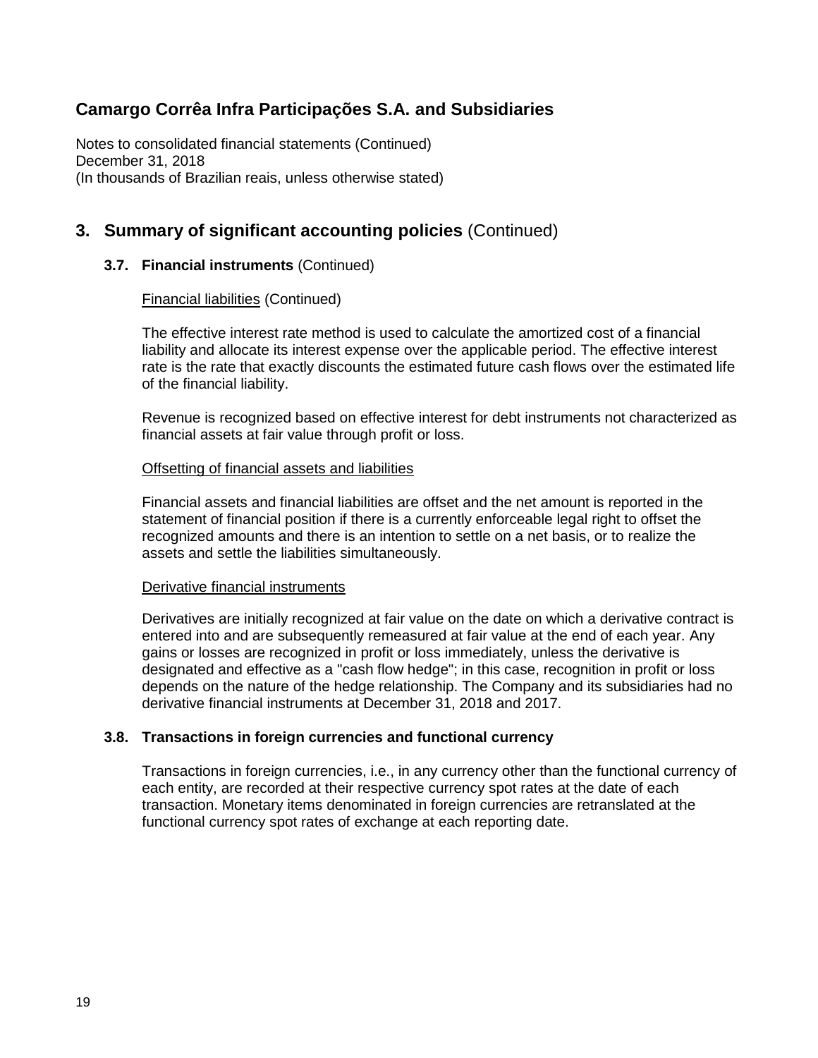## 3. Summary of significant accounting policies (Continued)

### 3.7. Financial instruments (Continued)

Financial liabilities (Continued)

The effective interest rate method is used to calculate the amortized cost of a financial liability and allocate its interest expense over the applicable period. The effective interest rate is the rate that exactly discounts the estimated future cash flows over the estimated life of the financial liability.

Revenue is recognized based on effective interest for debt instruments not characterized as financial assets at fair value through profit or loss.

Offsetting of financial assets and liabilities

Financial assets and financial liabilities are offset and the net amount is reported in the statement of financial position if there is a currently enforceable legal right to offset the recognized amounts and there is an intention to settle on a net basis, or to realize the assets and settle the liabilities simultaneously.

Derivative financial instruments

Derivatives are initially recognized at fair value on the date on which a derivative contract is entered into and are subsequently remeasured at fair value at the end of each year. Any gains or losses are recognized in profit or loss immediately, unless the derivative is designated and effective as a "cash flow hedge"; in this case, recognition in profit or loss depends on the nature of the hedge relationship. The Company and its subsidiaries had no derivative financial instruments at December 31, 2018 and 2017.

### 3.8. Transactions in foreign currencies and functional currency

Transactions in foreign currencies, i.e., in any currency other than the functional currency of each entity, are recorded at their respective currency spot rates at the date of each transaction. Monetary items denominated in foreign currencies are retranslated at the functional currency spot rates of exchange at each reporting date.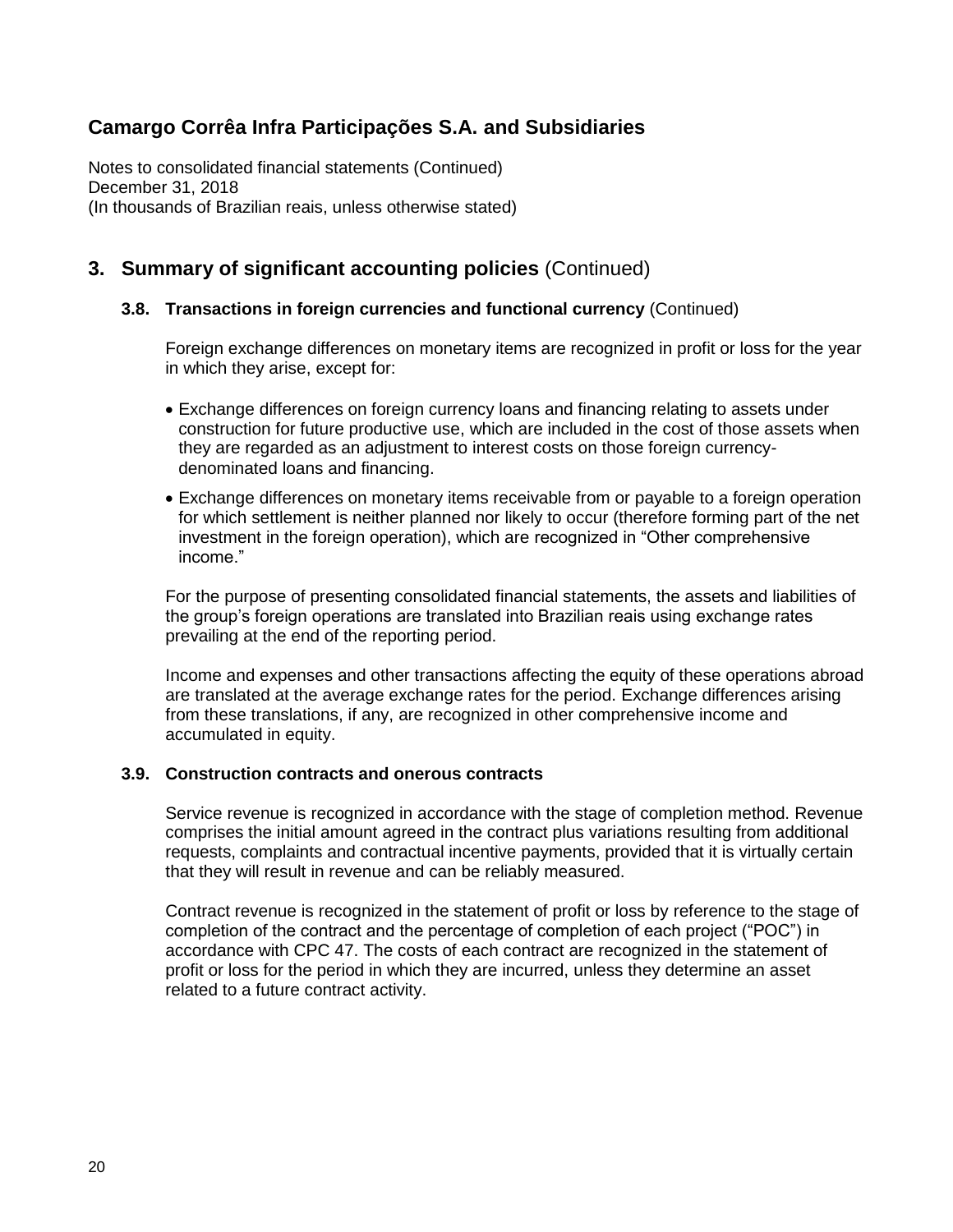## 3. Summary of significant accounting policies (Continued)

### 3.8. Transactions in foreign currencies and functional currency (Continued)

Foreign exchange differences on monetary items are recognized in profit or loss for the year in which they arise, except for:

- Exchange differences on foreign currency loans and financing relating to assets under construction for future productive use, which are included in the cost of those assets when they are regarded as an adjustment to interest costs on those foreign currency-denominated loans and financing.
- Exchange differences on monetary items receivable from or payable to a foreign operation for which settlement is neither planned nor likely to occur (therefore forming part of the net investment in the foreign operation), which are recognized in "Other comprehensive income."

For the purpose of presenting consolidated financial statements, the assets and liabilities of the group's foreign operations are translated into Brazilian reais using exchange rates prevailing at the end of the reporting period.

Income and expenses and other transactions affecting the equity of these operations abroad are translated at the average exchange rates for the period. Exchange differences arising from these translations, if any, are recognized in other comprehensive income and accumulated in equity.

### 3.9. Construction contracts and onerous contracts

Service revenue is recognized in accordance with the stage of completion method. Revenue comprises the initial amount agreed in the contract plus variations resulting from additional requests, complaints and contractual incentive payments, provided that it is virtually certain that they will result in revenue and can be reliably measured.

Contract revenue is recognized in the statement of profit or loss by reference to the stage of completion of the contract and the percentage of completion of each project ("POC") in accordance with CPC 47. The costs of each contract are recognized in the statement of profit or loss for the period in which they are incurred, unless they determine an asset related to a future contract activity.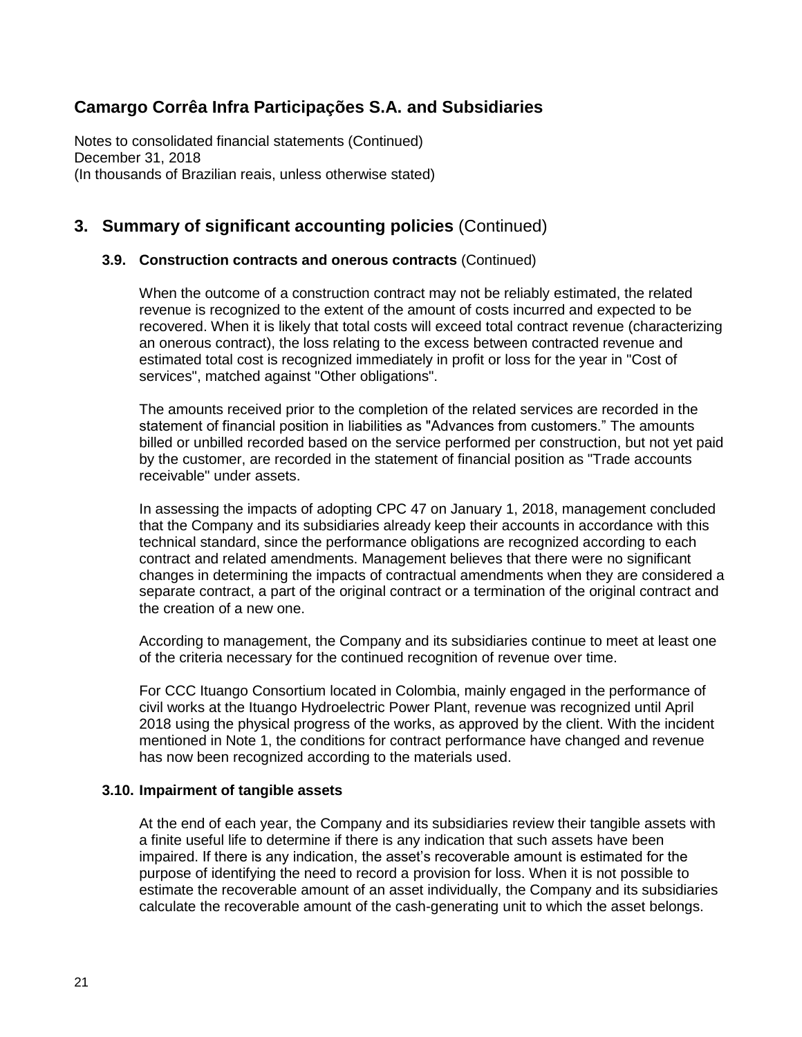## 3. Summary of significant accounting policies (Continued)

### 3.9. Construction contracts and onerous contracts (Continued)

When the outcome of a construction contract may not be reliably estimated, the related revenue is recognized to the extent of the amount of costs incurred and expected to be recovered. When it is likely that total costs will exceed total contract revenue (characterizing an onerous contract), the loss relating to the excess between contracted revenue and estimated total cost is recognized immediately in profit or loss for the year in "Cost of services", matched against "Other obligations".

The amounts received prior to the completion of the related services are recorded in the statement of financial position in liabilities as "Advances from customers." The amounts billed or unbilled recorded based on the service performed per construction, but not yet paid by the customer, are recorded in the statement of financial position as "Trade accounts receivable" under assets.

In assessing the impacts of adopting CPC 47 on January 1, 2018, management concluded that the Company and its subsidiaries already keep their accounts in accordance with this technical standard, since the performance obligations are recognized according to each contract and related amendments. Management believes that there were no significant changes in determining the impacts of contractual amendments when they are considered a separate contract, a part of the original contract or a termination of the original contract and the creation of a new one.

According to management, the Company and its subsidiaries continue to meet at least one of the criteria necessary for the continued recognition of revenue over time.

For CCC Ituango Consortium located in Colombia, mainly engaged in the performance of civil works at the Ituango Hydroelectric Power Plant, revenue was recognized until April 2018 using the physical progress of the works, as approved by the client. With the incident mentioned in Note 1, the conditions for contract performance have changed and revenue has now been recognized according to the materials used.

### 3.10. Impairment of tangible assets

At the end of each year, the Company and its subsidiaries review their tangible assets with a finite useful life to determine if there is any indication that such assets have been impaired. If there is any indication, the asset's recoverable amount is estimated for the purpose of identifying the need to record a provision for loss. When it is not possible to estimate the recoverable amount of an asset individually, the Company and its subsidiaries calculate the recoverable amount of the cash-generating unit to which the asset belongs.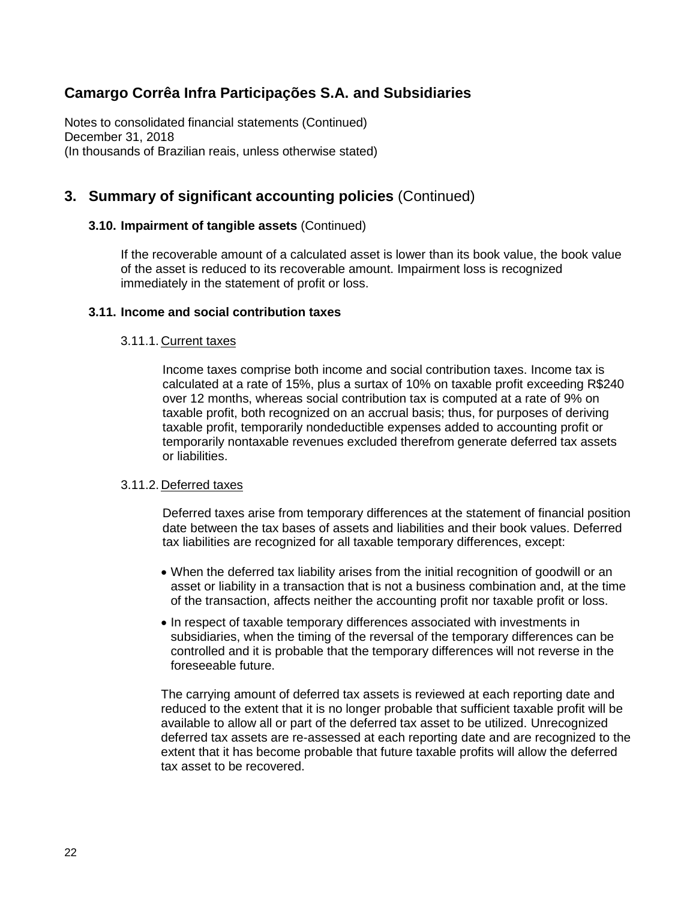## 3. Summary of significant accounting policies (Continued)

### 3.10. Impairment of tangible assets (Continued)

If the recoverable amount of a calculated asset is lower than its book value, the book value of the asset is reduced to its recoverable amount. Impairment loss is recognized immediately in the statement of profit or loss.

### 3.11. Income and social contribution taxes

#### 3.11.1. Current taxes

Income taxes comprise both income and social contribution taxes. Income tax is calculated at a rate of 15%, plus a surtax of 10% on taxable profit exceeding R$240 over 12 months, whereas social contribution tax is computed at a rate of 9% on taxable profit, both recognized on an accrual basis; thus, for purposes of deriving taxable profit, temporarily nondeductible expenses added to accounting profit or temporarily nontaxable revenues excluded therefrom generate deferred tax assets or liabilities.

#### 3.11.2. Deferred taxes

Deferred taxes arise from temporary differences at the statement of financial position date between the tax bases of assets and liabilities and their book values. Deferred tax liabilities are recognized for all taxable temporary differences, except:

- When the deferred tax liability arises from the initial recognition of goodwill or an asset or liability in a transaction that is not a business combination and, at the time of the transaction, affects neither the accounting profit nor taxable profit or loss.
- In respect of taxable temporary differences associated with investments in subsidiaries, when the timing of the reversal of the temporary differences can be controlled and it is probable that the temporary differences will not reverse in the foreseeable future.

The carrying amount of deferred tax assets is reviewed at each reporting date and reduced to the extent that it is no longer probable that sufficient taxable profit will be available to allow all or part of the deferred tax asset to be utilized. Unrecognized deferred tax assets are re-assessed at each reporting date and are recognized to the extent that it has become probable that future taxable profits will allow the deferred tax asset to be recovered.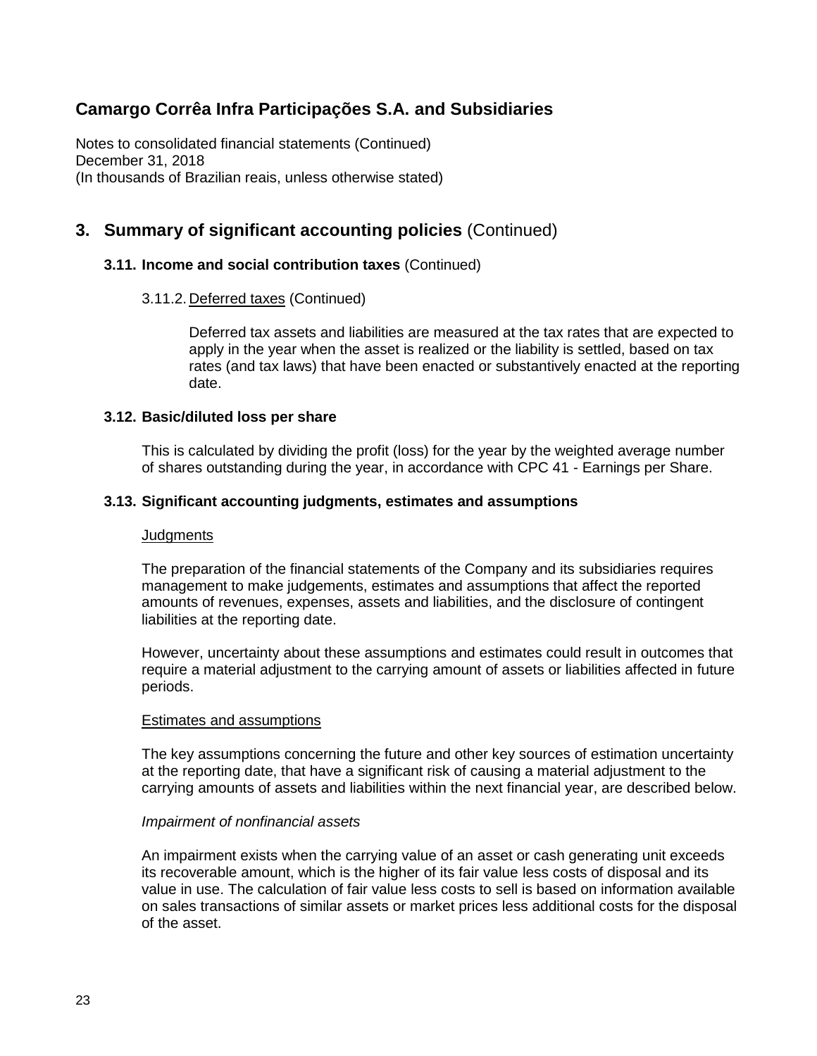# Camargo Corrêa Infra Participações S.A. and Subsidiaries

Notes to consolidated financial statements (Continued)
December 31, 2018
(In thousands of Brazilian reais, unless otherwise stated)

## 3. Summary of significant accounting policies (Continued)

### 3.11. Income and social contribution taxes (Continued)

3.11.2. Deferred taxes (Continued)

Deferred tax assets and liabilities are measured at the tax rates that are expected to apply in the year when the asset is realized or the liability is settled, based on tax rates (and tax laws) that have been enacted or substantively enacted at the reporting date.

### 3.12. Basic/diluted loss per share

This is calculated by dividing the profit (loss) for the year by the weighted average number of shares outstanding during the year, in accordance with CPC 41 - Earnings per Share.

### 3.13. Significant accounting judgments, estimates and assumptions

Judgments

The preparation of the financial statements of the Company and its subsidiaries requires management to make judgements, estimates and assumptions that affect the reported amounts of revenues, expenses, assets and liabilities, and the disclosure of contingent liabilities at the reporting date.

However, uncertainty about these assumptions and estimates could result in outcomes that require a material adjustment to the carrying amount of assets or liabilities affected in future periods.

Estimates and assumptions

The key assumptions concerning the future and other key sources of estimation uncertainty at the reporting date, that have a significant risk of causing a material adjustment to the carrying amounts of assets and liabilities within the next financial year, are described below.

*Impairment of nonfinancial assets*

An impairment exists when the carrying value of an asset or cash generating unit exceeds its recoverable amount, which is the higher of its fair value less costs of disposal and its value in use. The calculation of fair value less costs to sell is based on information available on sales transactions of similar assets or market prices less additional costs for the disposal of the asset.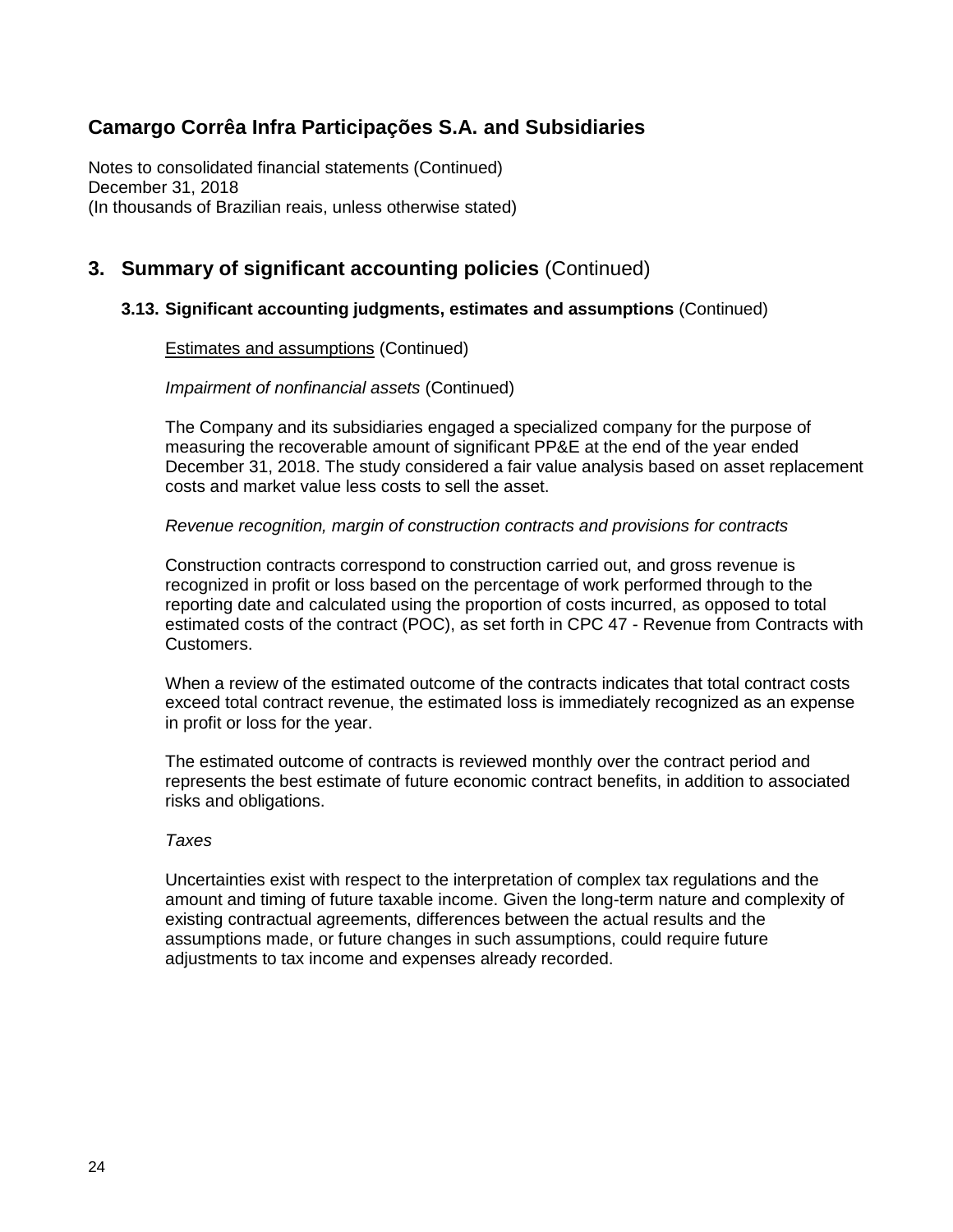# Camargo Corrêa Infra Participações S.A. and Subsidiaries

Notes to consolidated financial statements (Continued)
December 31, 2018
(In thousands of Brazilian reais, unless otherwise stated)

## 3. Summary of significant accounting policies (Continued)

### 3.13. Significant accounting judgments, estimates and assumptions (Continued)

Estimates and assumptions (Continued)

*Impairment of nonfinancial assets* (Continued)

The Company and its subsidiaries engaged a specialized company for the purpose of measuring the recoverable amount of significant PP&E at the end of the year ended December 31, 2018. The study considered a fair value analysis based on asset replacement costs and market value less costs to sell the asset.

*Revenue recognition, margin of construction contracts and provisions for contracts*

Construction contracts correspond to construction carried out, and gross revenue is recognized in profit or loss based on the percentage of work performed through to the reporting date and calculated using the proportion of costs incurred, as opposed to total estimated costs of the contract (POC), as set forth in CPC 47 - Revenue from Contracts with Customers.

When a review of the estimated outcome of the contracts indicates that total contract costs exceed total contract revenue, the estimated loss is immediately recognized as an expense in profit or loss for the year.

The estimated outcome of contracts is reviewed monthly over the contract period and represents the best estimate of future economic contract benefits, in addition to associated risks and obligations.

*Taxes*

Uncertainties exist with respect to the interpretation of complex tax regulations and the amount and timing of future taxable income. Given the long-term nature and complexity of existing contractual agreements, differences between the actual results and the assumptions made, or future changes in such assumptions, could require future adjustments to tax income and expenses already recorded.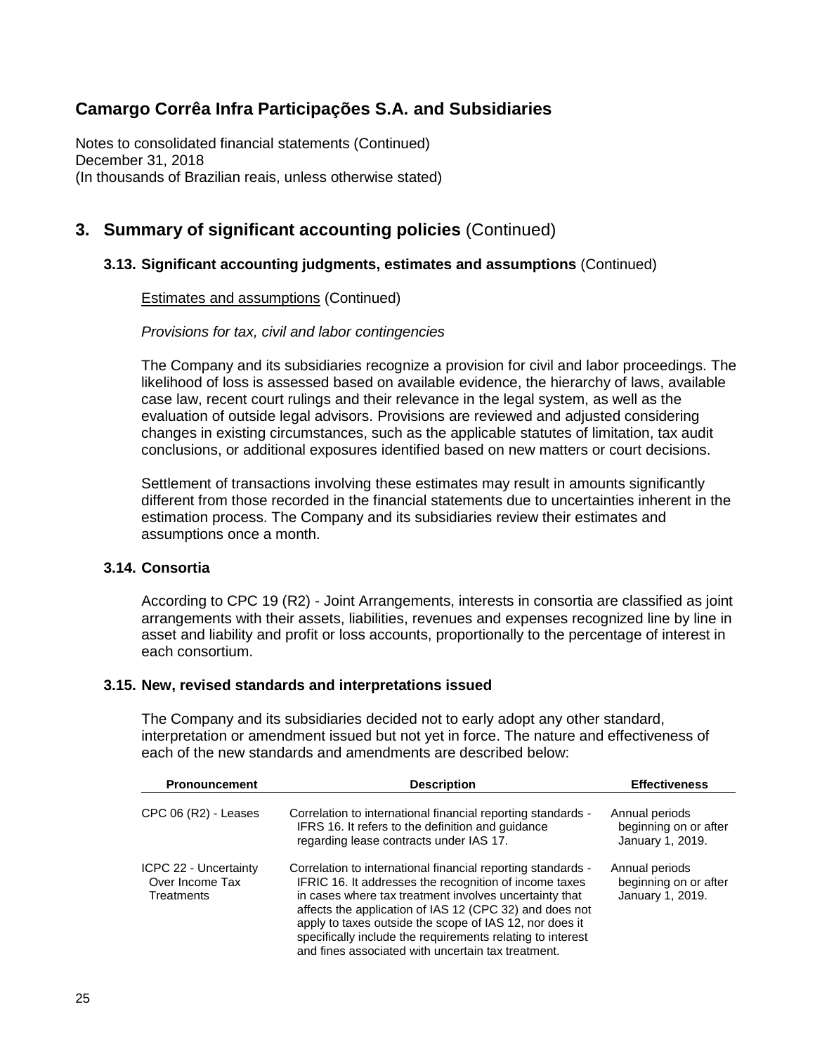## 3. Summary of significant accounting policies (Continued)

### 3.13. Significant accounting judgments, estimates and assumptions (Continued)

Estimates and assumptions (Continued)

*Provisions for tax, civil and labor contingencies*

The Company and its subsidiaries recognize a provision for civil and labor proceedings. The likelihood of loss is assessed based on available evidence, the hierarchy of laws, available case law, recent court rulings and their relevance in the legal system, as well as the evaluation of outside legal advisors. Provisions are reviewed and adjusted considering changes in existing circumstances, such as the applicable statutes of limitation, tax audit conclusions, or additional exposures identified based on new matters or court decisions.

Settlement of transactions involving these estimates may result in amounts significantly different from those recorded in the financial statements due to uncertainties inherent in the estimation process. The Company and its subsidiaries review their estimates and assumptions once a month.

### 3.14. Consortia

According to CPC 19 (R2) - Joint Arrangements, interests in consortia are classified as joint arrangements with their assets, liabilities, revenues and expenses recognized line by line in asset and liability and profit or loss accounts, proportionally to the percentage of interest in each consortium.

### 3.15. New, revised standards and interpretations issued

The Company and its subsidiaries decided not to early adopt any other standard, interpretation or amendment issued but not yet in force. The nature and effectiveness of each of the new standards and amendments are described below:

| Pronouncement | Description | Effectiveness |
|---|---|---|
| CPC 06 (R2) - Leases | Correlation to international financial reporting standards - IFRS 16. It refers to the definition and guidance regarding lease contracts under IAS 17. | Annual periods beginning on or after January 1, 2019. |
| ICPC 22 - Uncertainty Over Income Tax Treatments | Correlation to international financial reporting standards - IFRIC 16. It addresses the recognition of income taxes in cases where tax treatment involves uncertainty that affects the application of IAS 12 (CPC 32) and does not apply to taxes outside the scope of IAS 12, nor does it specifically include the requirements relating to interest and fines associated with uncertain tax treatment. | Annual periods beginning on or after January 1, 2019. |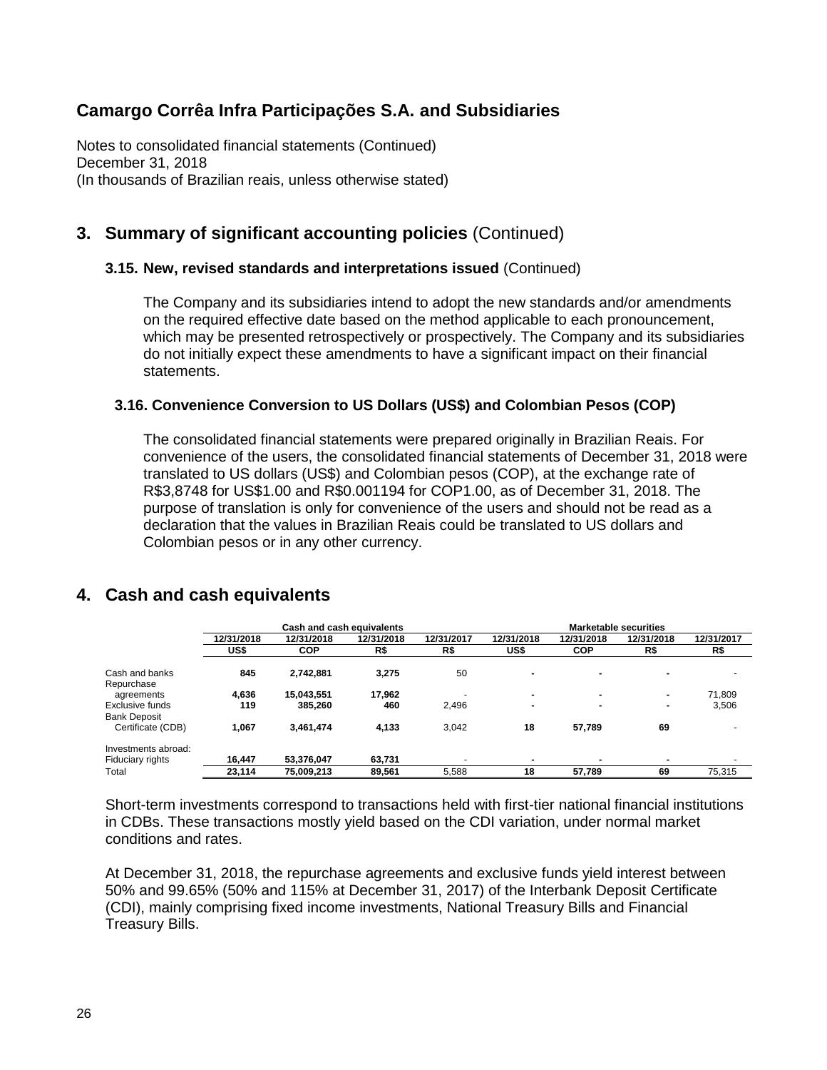Camargo Corrêa Infra Participações S.A. and Subsidiaries

Notes to consolidated financial statements (Continued)
December 31, 2018
(In thousands of Brazilian reais, unless otherwise stated)

## 3. Summary of significant accounting policies (Continued)

### 3.15. New, revised standards and interpretations issued (Continued)

The Company and its subsidiaries intend to adopt the new standards and/or amendments on the required effective date based on the method applicable to each pronouncement, which may be presented retrospectively or prospectively. The Company and its subsidiaries do not initially expect these amendments to have a significant impact on their financial statements.

### 3.16. Convenience Conversion to US Dollars (US$) and Colombian Pesos (COP)

The consolidated financial statements were prepared originally in Brazilian Reais. For convenience of the users, the consolidated financial statements of December 31, 2018 were translated to US dollars (US$) and Colombian pesos (COP), at the exchange rate of R$3,8748 for US$1.00 and R$0.001194 for COP1.00, as of December 31, 2018. The purpose of translation is only for convenience of the users and should not be read as a declaration that the values in Brazilian Reais could be translated to US dollars and Colombian pesos or in any other currency.

## 4. Cash and cash equivalents

| | Cash and cash equivalents | | | | Marketable securities | | | |
|---|---|---|---|---|---|---|---|---|
| | 12/31/2018 | 12/31/2018 | 12/31/2018 | 12/31/2017 | 12/31/2018 | 12/31/2018 | 12/31/2018 | 12/31/2017 |
| | US$ | COP | R$ | R$ | US$ | COP | R$ | R$ |
| Cash and banks | **845** | **2,742,881** | **3,275** | 50 | **-** | **-** | **-** | - |
| Repurchase agreements | **4,636** | **15,043,551** | **17,962** | - | **-** | **-** | **-** | 71,809 |
| Exclusive funds | **119** | **385,260** | **460** | 2,496 | **-** | **-** | **-** | 3,506 |
| Bank Deposit Certificate (CDB) | **1,067** | **3,461,474** | **4,133** | 3,042 | **18** | **57,789** | **69** | - |
| Investments abroad: | | | | | | | | |
| Fiduciary rights | **16,447** | **53,376,047** | **63,731** | - | **-** | **-** | **-** | - |
| Total | **23,114** | **75,009,213** | **89,561** | 5,588 | **18** | **57,789** | **69** | 75,315 |

Short-term investments correspond to transactions held with first-tier national financial institutions in CDBs. These transactions mostly yield based on the CDI variation, under normal market conditions and rates.

At December 31, 2018, the repurchase agreements and exclusive funds yield interest between 50% and 99.65% (50% and 115% at December 31, 2017) of the Interbank Deposit Certificate (CDI), mainly comprising fixed income investments, National Treasury Bills and Financial Treasury Bills.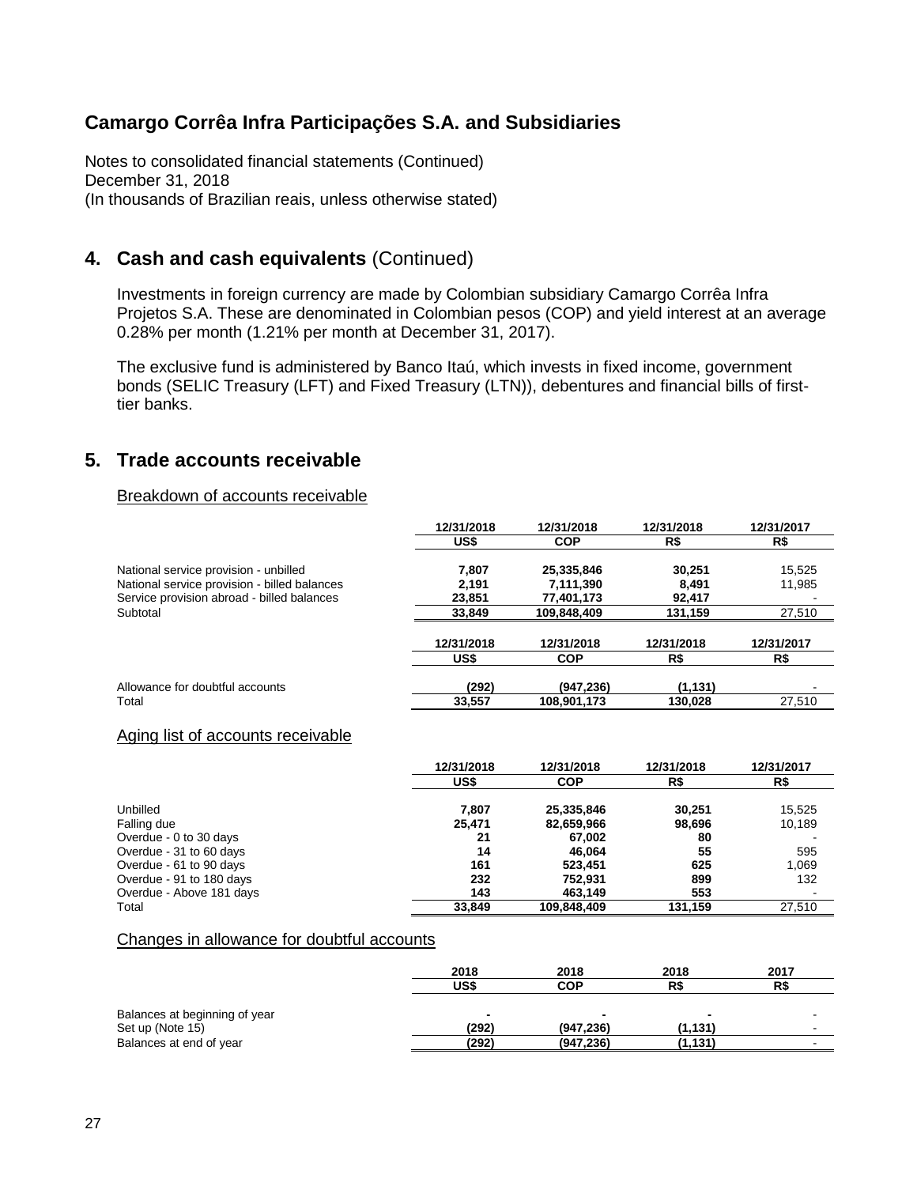# Camargo Corrêa Infra Participações S.A. and Subsidiaries

Notes to consolidated financial statements (Continued)
December 31, 2018
(In thousands of Brazilian reais, unless otherwise stated)

## 4. Cash and cash equivalents (Continued)

Investments in foreign currency are made by Colombian subsidiary Camargo Corrêa Infra Projetos S.A. These are denominated in Colombian pesos (COP) and yield interest at an average 0.28% per month (1.21% per month at December 31, 2017).

The exclusive fund is administered by Banco Itaú, which invests in fixed income, government bonds (SELIC Treasury (LFT) and Fixed Treasury (LTN)), debentures and financial bills of first-tier banks.

## 5. Trade accounts receivable

Breakdown of accounts receivable

| | 12/31/2018 | 12/31/2018 | 12/31/2018 | 12/31/2017 |
|---|---|---|---|---|
| | **US$** | **COP** | **R$** | **R$** |
| National service provision - unbilled | **7,807** | **25,335,846** | **30,251** | 15,525 |
| National service provision - billed balances | **2,191** | **7,111,390** | **8,491** | 11,985 |
| Service provision abroad - billed balances | **23,851** | **77,401,173** | **92,417** | - |
| Subtotal | **33,849** | **109,848,409** | **131,159** | 27,510 |

| | 12/31/2018 | 12/31/2018 | 12/31/2018 | 12/31/2017 |
|---|---|---|---|---|
| | **US$** | **COP** | **R$** | **R$** |
| Allowance for doubtful accounts | **(292)** | **(947,236)** | **(1,131)** | - |
| Total | **33,557** | **108,901,173** | **130,028** | 27,510 |

Aging list of accounts receivable

| | 12/31/2018 | 12/31/2018 | 12/31/2018 | 12/31/2017 |
|---|---|---|---|---|
| | **US$** | **COP** | **R$** | **R$** |
| Unbilled | **7,807** | **25,335,846** | **30,251** | 15,525 |
| Falling due | **25,471** | **82,659,966** | **98,696** | 10,189 |
| Overdue - 0 to 30 days | **21** | **67,002** | **80** | - |
| Overdue - 31 to 60 days | **14** | **46,064** | **55** | 595 |
| Overdue - 61 to 90 days | **161** | **523,451** | **625** | 1,069 |
| Overdue - 91 to 180 days | **232** | **752,931** | **899** | 132 |
| Overdue - Above 181 days | **143** | **463,149** | **553** | - |
| Total | **33,849** | **109,848,409** | **131,159** | 27,510 |

Changes in allowance for doubtful accounts

| | 2018 | 2018 | 2018 | 2017 |
|---|---|---|---|---|
| | **US$** | **COP** | **R$** | **R$** |
| Balances at beginning of year | **-** | **-** | **-** | - |
| Set up (Note 15) | **(292)** | **(947,236)** | **(1,131)** | - |
| Balances at end of year | **(292)** | **(947,236)** | **(1,131)** | - |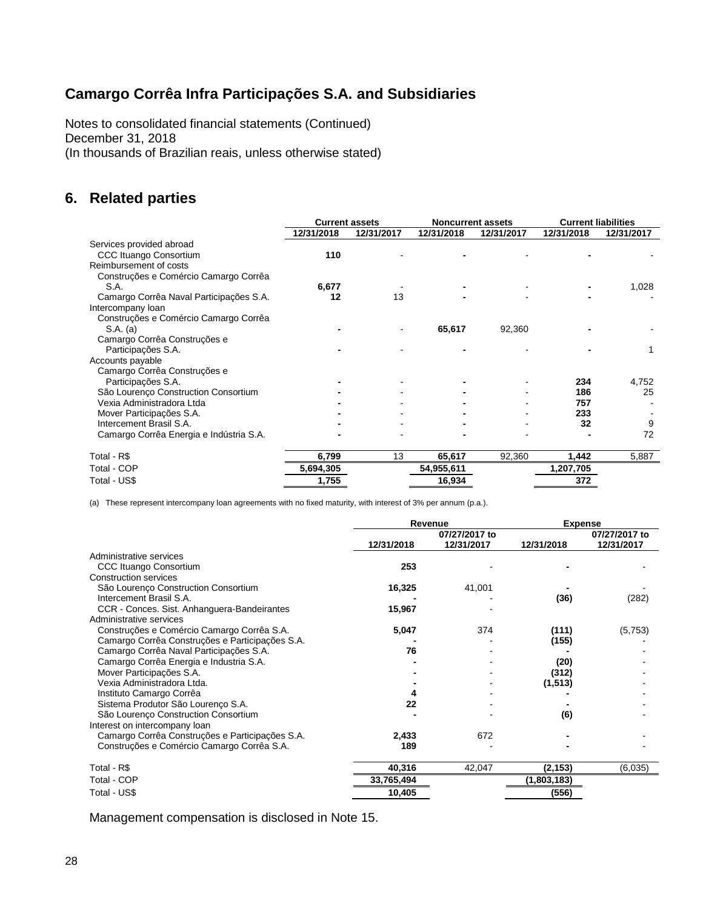# Camargo Corrêa Infra Participações S.A. and Subsidiaries

Notes to consolidated financial statements (Continued)
December 31, 2018
(In thousands of Brazilian reais, unless otherwise stated)

## 6. Related parties

| | Current assets | | Noncurrent assets | | Current liabilities | |
|---|---|---|---|---|---|---|
| | 12/31/2018 | 12/31/2017 | 12/31/2018 | 12/31/2017 | 12/31/2018 | 12/31/2017 |
| Services provided abroad | | | | | | |
| CCC Ituango Consortium | **110** | - | **-** | - | **-** | - |
| Reimbursement of costs | | | | | | |
| Construções e Comércio Camargo Corrêa S.A. | **6,677** | - | **-** | - | **-** | 1,028 |
| Camargo Corrêa Naval Participações S.A. | **12** | 13 | **-** | - | **-** | - |
| Intercompany loan | | | | | | |
| Construções e Comércio Camargo Corrêa S.A. (a) | **-** | - | **65,617** | 92,360 | **-** | - |
| Camargo Corrêa Construções e Participações S.A. | **-** | - | **-** | - | **-** | 1 |
| Accounts payable | | | | | | |
| Camargo Corrêa Construções e Participações S.A. | **-** | - | **-** | - | **234** | 4,752 |
| São Lourenço Construction Consortium | **-** | - | **-** | - | **186** | 25 |
| Vexia Administradora Ltda | **-** | - | **-** | - | **757** | - |
| Mover Participações S.A. | **-** | - | **-** | - | **233** | - |
| Intercement Brasil S.A. | **-** | - | **-** | - | **32** | 9 |
| Camargo Corrêa Energia e Indústria S.A. | **-** | - | **-** | - | **-** | 72 |
| Total - R$ | **6,799** | 13 | **65,617** | 92,360 | **1,442** | 5,887 |
| Total - COP | **5,694,305** | | **54,955,611** | | **1,207,705** | |
| Total - US$ | **1,755** | | **16,934** | | **372** | |

(a) These represent intercompany loan agreements with no fixed maturity, with interest of 3% per annum (p.a.).

| | Revenue | | Expense | |
|---|---|---|---|---|
| | 12/31/2018 | 07/27/2017 to 12/31/2017 | 12/31/2018 | 07/27/2017 to 12/31/2017 |
| Administrative services | | | | |
| CCC Ituango Consortium | **253** | - | **-** | - |
| Construction services | | | | |
| São Lourenço Construction Consortium | **16,325** | 41,001 | **-** | - |
| Intercement Brasil S.A. | **-** | - | **(36)** | (282) |
| CCR - Conces. Sist. Anhanguera-Bandeirantes | **15,967** | - | | |
| Administrative services | | | | |
| Construções e Comércio Camargo Corrêa S.A. | **5,047** | 374 | **(111)** | (5,753) |
| Camargo Corrêa Construções e Participações S.A. | **-** | - | **(155)** | - |
| Camargo Corrêa Naval Participações S.A. | **76** | - | **-** | - |
| Camargo Corrêa Energia e Industria S.A. | **-** | - | **(20)** | - |
| Mover Participações S.A. | **-** | - | **(312)** | - |
| Vexia Administradora Ltda. | **-** | - | **(1,513)** | - |
| Instituto Camargo Corrêa | **4** | - | **-** | - |
| Sistema Produtor São Lourenço S.A. | **22** | - | **-** | - |
| São Lourenço Construction Consortium | **-** | - | **(6)** | - |
| Interest on intercompany loan | | | | |
| Camargo Corrêa Construções e Participações S.A. | **2,433** | 672 | **-** | - |
| Construções e Comércio Camargo Corrêa S.A. | **189** | - | **-** | - |
| Total - R$ | **40,316** | 42,047 | **(2,153)** | (6,035) |
| Total - COP | **33,765,494** | | **(1,803,183)** | |
| Total - US$ | **10,405** | | **(556)** | |

Management compensation is disclosed in Note 15.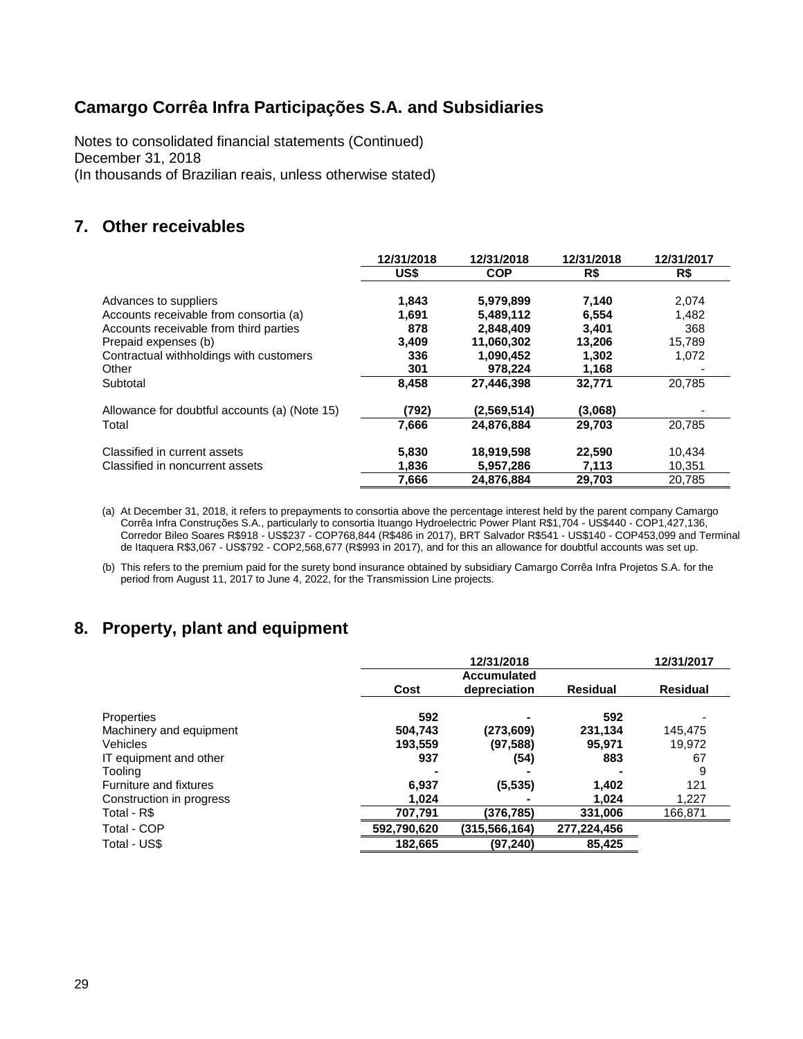# Camargo Corrêa Infra Participações S.A. and Subsidiaries

Notes to consolidated financial statements (Continued)
December 31, 2018
(In thousands of Brazilian reais, unless otherwise stated)

## 7. Other receivables

| | 12/31/2018 | 12/31/2018 | 12/31/2018 | 12/31/2017 |
|---|---|---|---|---|
| | US$ | COP | R$ | R$ |
| Advances to suppliers | 1,843 | 5,979,899 | 7,140 | 2,074 |
| Accounts receivable from consortia (a) | 1,691 | 5,489,112 | 6,554 | 1,482 |
| Accounts receivable from third parties | 878 | 2,848,409 | 3,401 | 368 |
| Prepaid expenses (b) | 3,409 | 11,060,302 | 13,206 | 15,789 |
| Contractual withholdings with customers | 336 | 1,090,452 | 1,302 | 1,072 |
| Other | 301 | 978,224 | 1,168 | - |
| Subtotal | 8,458 | 27,446,398 | 32,771 | 20,785 |
| Allowance for doubtful accounts (a) (Note 15) | (792) | (2,569,514) | (3,068) | - |
| Total | 7,666 | 24,876,884 | 29,703 | 20,785 |
| Classified in current assets | 5,830 | 18,919,598 | 22,590 | 10,434 |
| Classified in noncurrent assets | 1,836 | 5,957,286 | 7,113 | 10,351 |
| | 7,666 | 24,876,884 | 29,703 | 20,785 |

(a) At December 31, 2018, it refers to prepayments to consortia above the percentage interest held by the parent company Camargo Corrêa Infra Construções S.A., particularly to consortia Ituango Hydroelectric Power Plant R$1,704 - US$440 - COP1,427,136, Corredor Bileo Soares R$918 - US$237 - COP768,844 (R$486 in 2017), BRT Salvador R$541 - US$140 - COP453,099 and Terminal de Itaquera R$3,067 - US$792 - COP2,568,677 (R$993 in 2017), and for this an allowance for doubtful accounts was set up.

(b) This refers to the premium paid for the surety bond insurance obtained by subsidiary Camargo Corrêa Infra Projetos S.A. for the period from August 11, 2017 to June 4, 2022, for the Transmission Line projects.

## 8. Property, plant and equipment

| | 12/31/2018 | | | 12/31/2017 |
|---|---|---|---|---|
| | Cost | Accumulated depreciation | Residual | Residual |
| Properties | 592 | - | 592 | - |
| Machinery and equipment | 504,743 | (273,609) | 231,134 | 145,475 |
| Vehicles | 193,559 | (97,588) | 95,971 | 19,972 |
| IT equipment and other | 937 | (54) | 883 | 67 |
| Tooling | - | - | - | 9 |
| Furniture and fixtures | 6,937 | (5,535) | 1,402 | 121 |
| Construction in progress | 1,024 | - | 1,024 | 1,227 |
| Total - R$ | 707,791 | (376,785) | 331,006 | 166,871 |
| Total - COP | 592,790,620 | (315,566,164) | 277,224,456 | |
| Total - US$ | 182,665 | (97,240) | 85,425 | |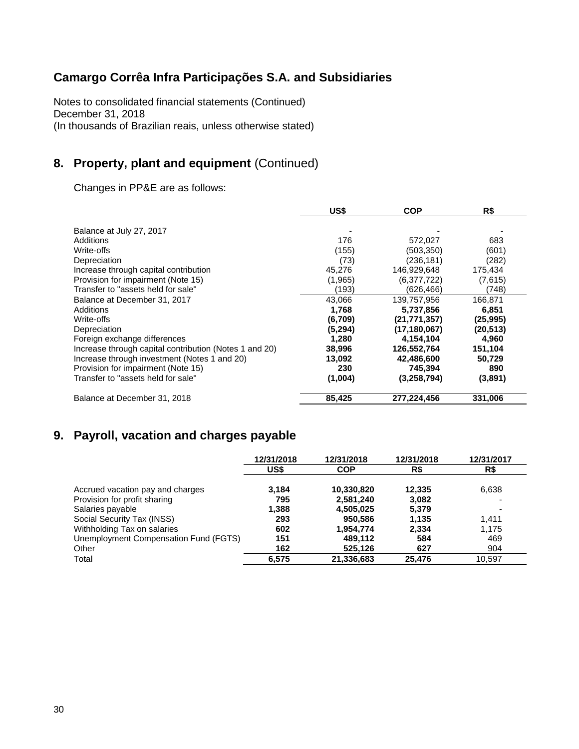# Camargo Corrêa Infra Participações S.A. and Subsidiaries

Notes to consolidated financial statements (Continued)
December 31, 2018
(In thousands of Brazilian reais, unless otherwise stated)

## 8. Property, plant and equipment (Continued)

Changes in PP&E are as follows:

| | US$ | COP | R$ |
|---|---|---|---|
| Balance at July 27, 2017 | - | - | - |
| Additions | 176 | 572,027 | 683 |
| Write-offs | (155) | (503,350) | (601) |
| Depreciation | (73) | (236,181) | (282) |
| Increase through capital contribution | 45,276 | 146,929,648 | 175,434 |
| Provision for impairment (Note 15) | (1,965) | (6,377,722) | (7,615) |
| Transfer to "assets held for sale" | (193) | (626,466) | (748) |
| Balance at December 31, 2017 | 43,066 | 139,757,956 | 166,871 |
| Additions | **1,768** | **5,737,856** | **6,851** |
| Write-offs | **(6,709)** | **(21,771,357)** | **(25,995)** |
| Depreciation | **(5,294)** | **(17,180,067)** | **(20,513)** |
| Foreign exchange differences | **1,280** | **4,154,104** | **4,960** |
| Increase through capital contribution (Notes 1 and 20) | **38,996** | **126,552,764** | **151,104** |
| Increase through investment (Notes 1 and 20) | **13,092** | **42,486,600** | **50,729** |
| Provision for impairment (Note 15) | **230** | **745,394** | **890** |
| Transfer to "assets held for sale" | **(1,004)** | **(3,258,794)** | **(3,891)** |
| Balance at December 31, 2018 | **85,425** | **277,224,456** | **331,006** |

## 9. Payroll, vacation and charges payable

| | 12/31/2018 | 12/31/2018 | 12/31/2018 | 12/31/2017 |
|---|---|---|---|---|
| | US$ | COP | R$ | R$ |
| Accrued vacation pay and charges | **3,184** | **10,330,820** | **12,335** | 6,638 |
| Provision for profit sharing | **795** | **2,581,240** | **3,082** | - |
| Salaries payable | **1,388** | **4,505,025** | **5,379** | - |
| Social Security Tax (INSS) | **293** | **950,586** | **1,135** | 1,411 |
| Withholding Tax on salaries | **602** | **1,954,774** | **2,334** | 1,175 |
| Unemployment Compensation Fund (FGTS) | **151** | **489,112** | **584** | 469 |
| Other | **162** | **525,126** | **627** | 904 |
| Total | **6,575** | **21,336,683** | **25,476** | 10,597 |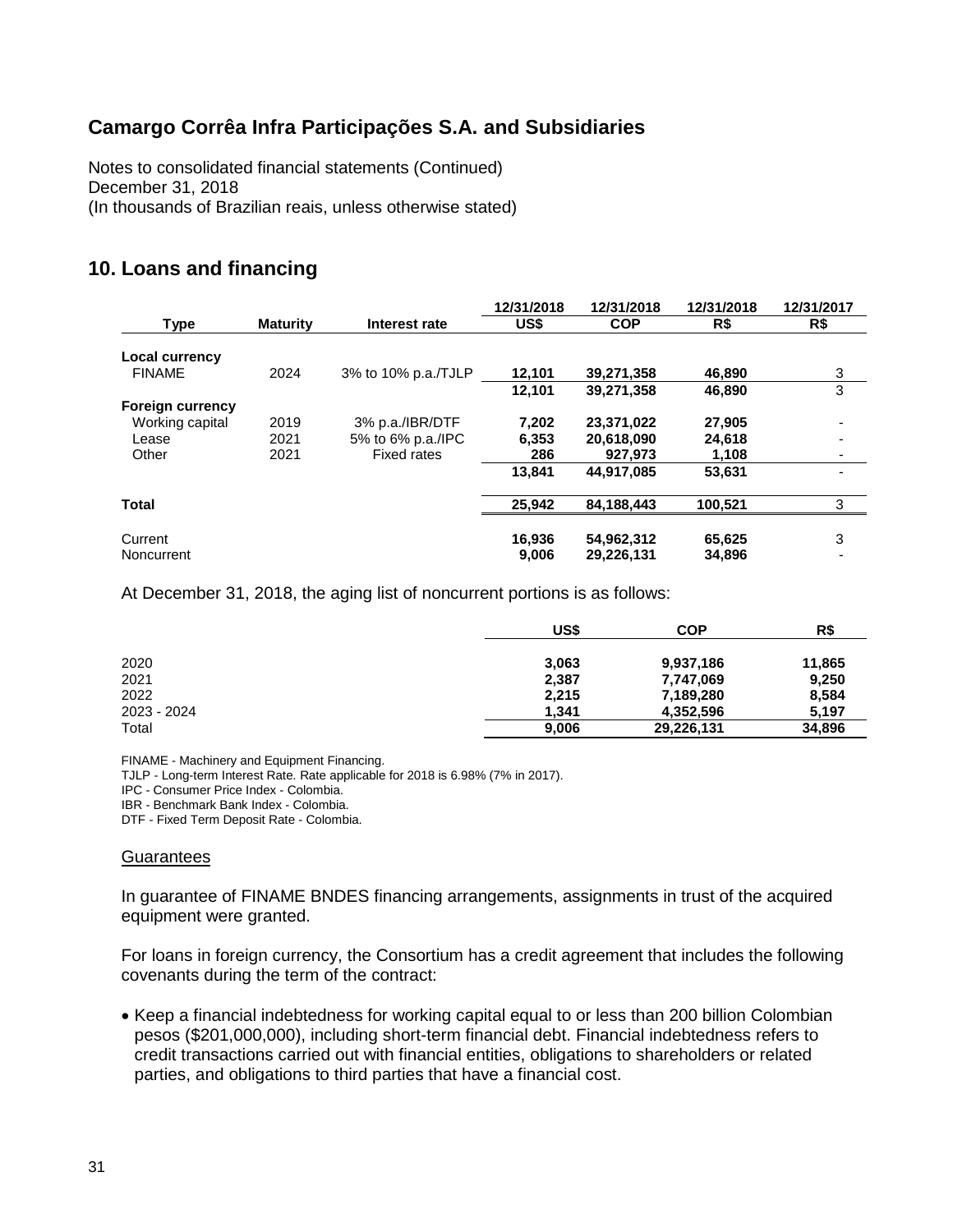## Camargo Corrêa Infra Participações S.A. and Subsidiaries

Notes to consolidated financial statements (Continued)
December 31, 2018
(In thousands of Brazilian reais, unless otherwise stated)

## 10. Loans and financing

| Type | Maturity | Interest rate | 12/31/2018 US$ | 12/31/2018 COP | 12/31/2018 R$ | 12/31/2017 R$ |
|---|---|---|---|---|---|---|
| **Local currency** | | | | | | |
| FINAME | 2024 | 3% to 10% p.a./TJLP | **12,101** | **39,271,358** | **46,890** | 3 |
| | | | **12,101** | **39,271,358** | **46,890** | 3 |
| **Foreign currency** | | | | | | |
| Working capital | 2019 | 3% p.a./IBR/DTF | **7,202** | **23,371,022** | **27,905** | - |
| Lease | 2021 | 5% to 6% p.a./IPC | **6,353** | **20,618,090** | **24,618** | - |
| Other | 2021 | Fixed rates | **286** | **927,973** | **1,108** | - |
| | | | **13,841** | **44,917,085** | **53,631** | - |
| **Total** | | | **25,942** | **84,188,443** | **100,521** | 3 |
| Current | | | **16,936** | **54,962,312** | **65,625** | 3 |
| Noncurrent | | | **9,006** | **29,226,131** | **34,896** | - |

At December 31, 2018, the aging list of noncurrent portions is as follows:

| | US$ | COP | R$ |
|---|---|---|---|
| 2020 | **3,063** | **9,937,186** | **11,865** |
| 2021 | **2,387** | **7,747,069** | **9,250** |
| 2022 | **2,215** | **7,189,280** | **8,584** |
| 2023 - 2024 | **1,341** | **4,352,596** | **5,197** |
| Total | **9,006** | **29,226,131** | **34,896** |

FINAME - Machinery and Equipment Financing.
TJLP - Long-term Interest Rate. Rate applicable for 2018 is 6.98% (7% in 2017).
IPC - Consumer Price Index - Colombia.
IBR - Benchmark Bank Index - Colombia.
DTF - Fixed Term Deposit Rate - Colombia.

Guarantees

In guarantee of FINAME BNDES financing arrangements, assignments in trust of the acquired equipment were granted.

For loans in foreign currency, the Consortium has a credit agreement that includes the following covenants during the term of the contract:

- Keep a financial indebtedness for working capital equal to or less than 200 billion Colombian pesos ($201,000,000), including short-term financial debt. Financial indebtedness refers to credit transactions carried out with financial entities, obligations to shareholders or related parties, and obligations to third parties that have a financial cost.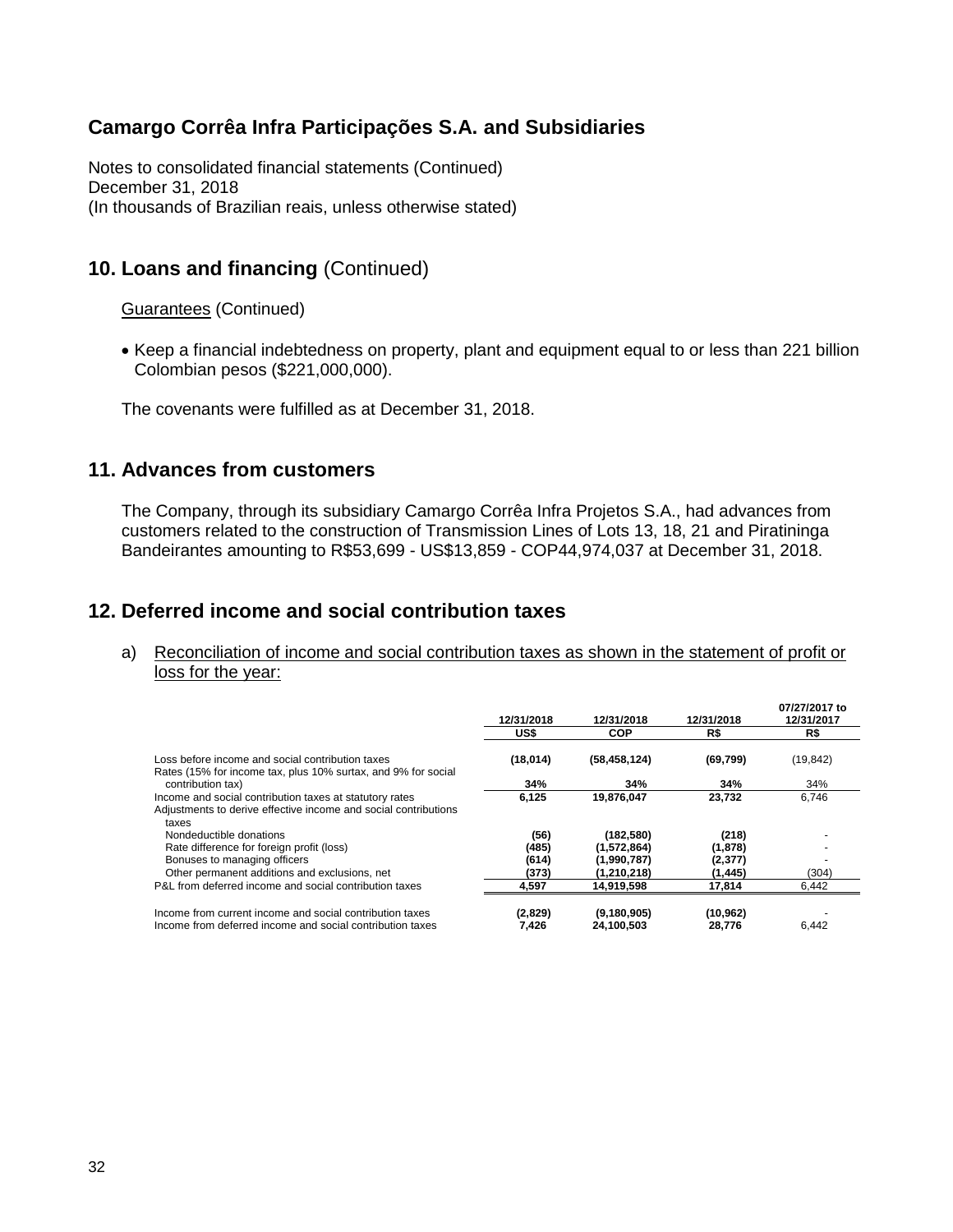# Camargo Corrêa Infra Participações S.A. and Subsidiaries

Notes to consolidated financial statements (Continued)
December 31, 2018
(In thousands of Brazilian reais, unless otherwise stated)

## 10. Loans and financing (Continued)

Guarantees (Continued)

- Keep a financial indebtedness on property, plant and equipment equal to or less than 221 billion Colombian pesos ($221,000,000).

The covenants were fulfilled as at December 31, 2018.

## 11. Advances from customers

The Company, through its subsidiary Camargo Corrêa Infra Projetos S.A., had advances from customers related to the construction of Transmission Lines of Lots 13, 18, 21 and Piratininga Bandeirantes amounting to R$53,699 - US$13,859 - COP44,974,037 at December 31, 2018.

## 12. Deferred income and social contribution taxes

a) Reconciliation of income and social contribution taxes as shown in the statement of profit or loss for the year:

| | 12/31/2018 | 12/31/2018 | 12/31/2018 | 07/27/2017 to 12/31/2017 |
|---|---|---|---|---|
| | **US$** | **COP** | **R$** | **R$** |
| Loss before income and social contribution taxes | **(18,014)** | **(58,458,124)** | **(69,799)** | (19,842) |
| Rates (15% for income tax, plus 10% surtax, and 9% for social contribution tax) | **34%** | **34%** | **34%** | 34% |
| Income and social contribution taxes at statutory rates | **6,125** | **19,876,047** | **23,732** | 6,746 |
| Adjustments to derive effective income and social contributions taxes | | | | |
| Nondeductible donations | **(56)** | **(182,580)** | **(218)** | - |
| Rate difference for foreign profit (loss) | **(485)** | **(1,572,864)** | **(1,878)** | - |
| Bonuses to managing officers | **(614)** | **(1,990,787)** | **(2,377)** | - |
| Other permanent additions and exclusions, net | **(373)** | **(1,210,218)** | **(1,445)** | (304) |
| P&L from deferred income and social contribution taxes | **4,597** | **14,919,598** | **17,814** | 6,442 |
| | | | | |
| Income from current income and social contribution taxes | **(2,829)** | **(9,180,905)** | **(10,962)** | - |
| Income from deferred income and social contribution taxes | **7,426** | **24,100,503** | **28,776** | 6,442 |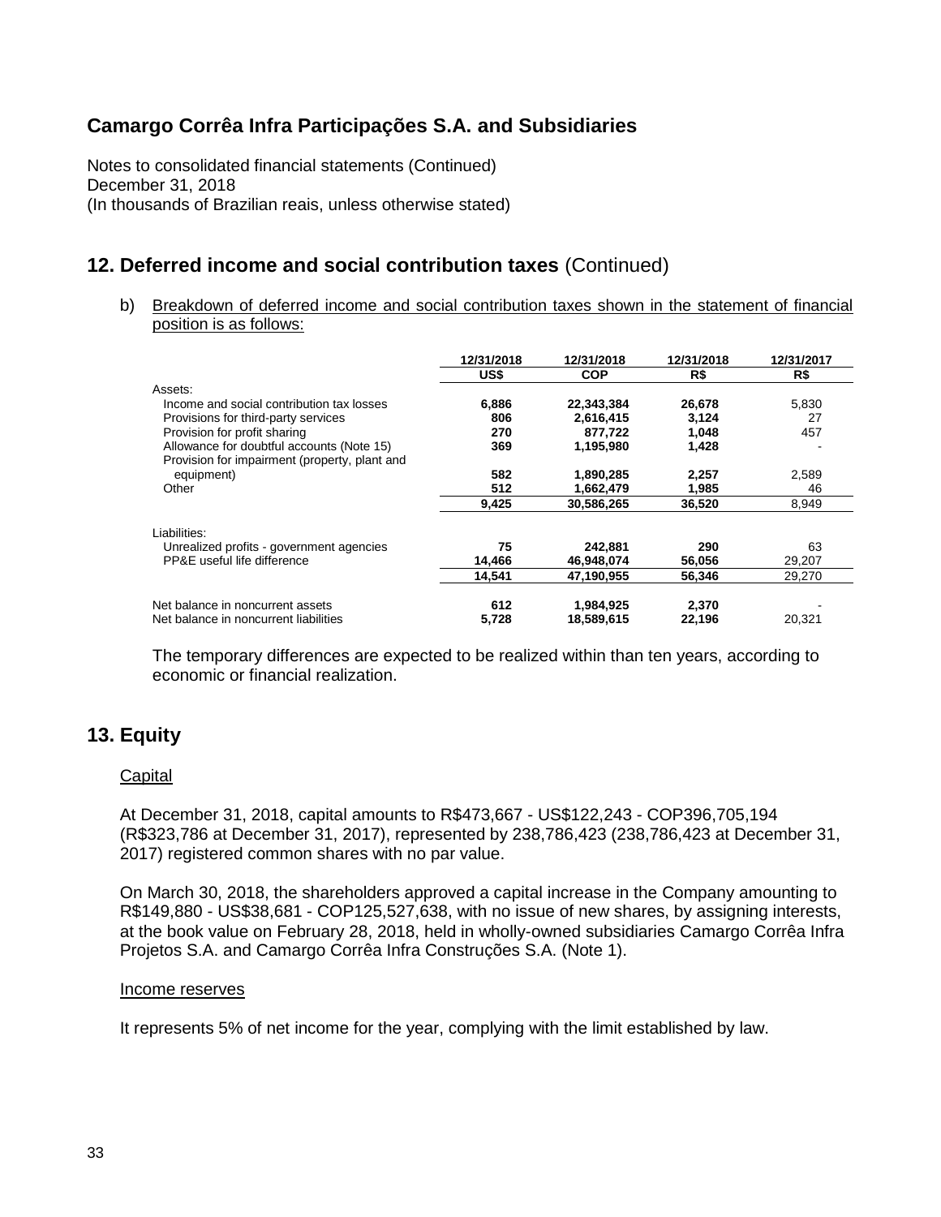# Camargo Corrêa Infra Participações S.A. and Subsidiaries

Notes to consolidated financial statements (Continued)
December 31, 2018
(In thousands of Brazilian reais, unless otherwise stated)

## 12. Deferred income and social contribution taxes (Continued)

b) Breakdown of deferred income and social contribution taxes shown in the statement of financial position is as follows:

| | 12/31/2018 | 12/31/2018 | 12/31/2018 | 12/31/2017 |
|---|---|---|---|---|
| | US$ | COP | R$ | R$ |
| Assets: | | | | |
| Income and social contribution tax losses | **6,886** | **22,343,384** | **26,678** | 5,830 |
| Provisions for third-party services | **806** | **2,616,415** | **3,124** | 27 |
| Provision for profit sharing | **270** | **877,722** | **1,048** | 457 |
| Allowance for doubtful accounts (Note 15) | **369** | **1,195,980** | **1,428** | - |
| Provision for impairment (property, plant and equipment) | **582** | **1,890,285** | **2,257** | 2,589 |
| Other | **512** | **1,662,479** | **1,985** | 46 |
| | **9,425** | **30,586,265** | **36,520** | 8,949 |
| Liabilities: | | | | |
| Unrealized profits - government agencies | **75** | **242,881** | **290** | 63 |
| PP&E useful life difference | **14,466** | **46,948,074** | **56,056** | 29,207 |
| | **14,541** | **47,190,955** | **56,346** | 29,270 |
| Net balance in noncurrent assets | **612** | **1,984,925** | **2,370** | - |
| Net balance in noncurrent liabilities | **5,728** | **18,589,615** | **22,196** | 20,321 |

The temporary differences are expected to be realized within than ten years, according to economic or financial realization.

## 13. Equity

Capital

At December 31, 2018, capital amounts to R$473,667 - US$122,243 - COP396,705,194 (R$323,786 at December 31, 2017), represented by 238,786,423 (238,786,423 at December 31, 2017) registered common shares with no par value.

On March 30, 2018, the shareholders approved a capital increase in the Company amounting to R$149,880 - US$38,681 - COP125,527,638, with no issue of new shares, by assigning interests, at the book value on February 28, 2018, held in wholly-owned subsidiaries Camargo Corrêa Infra Projetos S.A. and Camargo Corrêa Infra Construções S.A. (Note 1).

Income reserves

It represents 5% of net income for the year, complying with the limit established by law.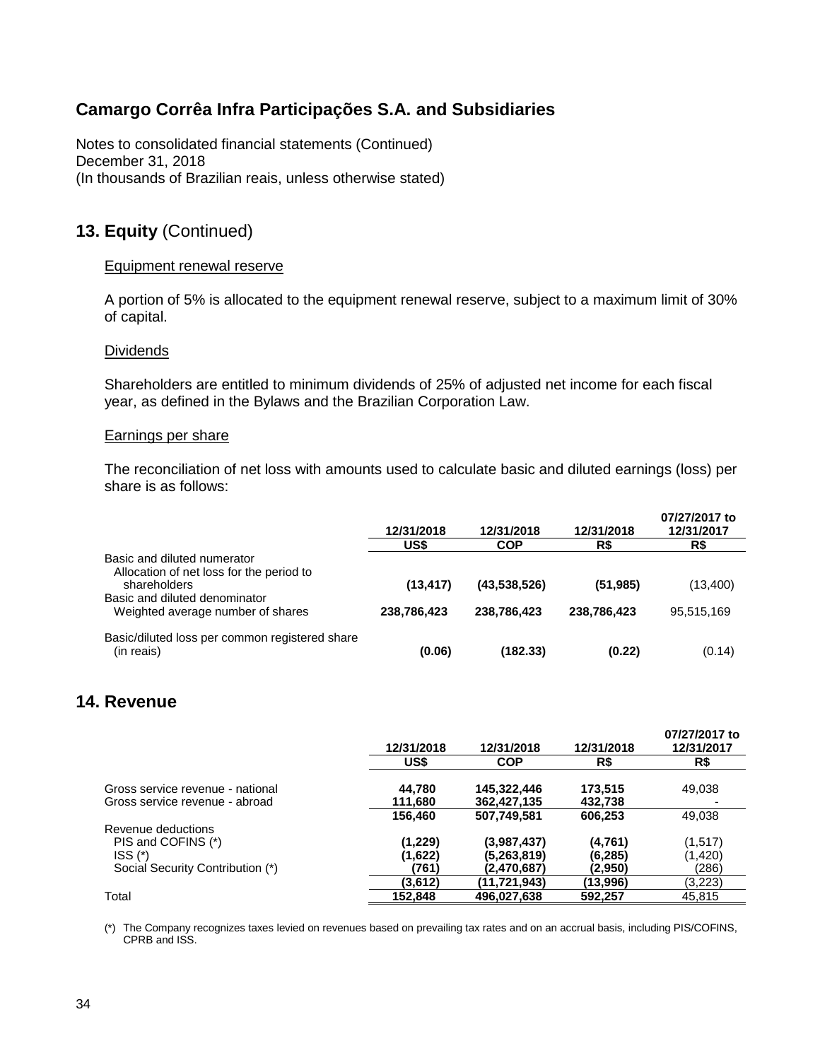# Camargo Corrêa Infra Participações S.A. and Subsidiaries

Notes to consolidated financial statements (Continued)
December 31, 2018
(In thousands of Brazilian reais, unless otherwise stated)

## 13. Equity (Continued)

Equipment renewal reserve

A portion of 5% is allocated to the equipment renewal reserve, subject to a maximum limit of 30% of capital.

Dividends

Shareholders are entitled to minimum dividends of 25% of adjusted net income for each fiscal year, as defined in the Bylaws and the Brazilian Corporation Law.

Earnings per share

The reconciliation of net loss with amounts used to calculate basic and diluted earnings (loss) per share is as follows:

| | 12/31/2018 | 12/31/2018 | 12/31/2018 | 07/27/2017 to 12/31/2017 |
|---|---|---|---|---|
| | **US$** | **COP** | **R$** | **R$** |
| Basic and diluted numerator | | | | |
| Allocation of net loss for the period to shareholders | **(13,417)** | **(43,538,526)** | **(51,985)** | (13,400) |
| Basic and diluted denominator | | | | |
| Weighted average number of shares | **238,786,423** | **238,786,423** | **238,786,423** | 95,515,169 |
| Basic/diluted loss per common registered share (in reais) | **(0.06)** | **(182.33)** | **(0.22)** | (0.14) |

## 14. Revenue

| | 12/31/2018 | 12/31/2018 | 12/31/2018 | 07/27/2017 to 12/31/2017 |
|---|---|---|---|---|
| | **US$** | **COP** | **R$** | **R$** |
| Gross service revenue - national | **44,780** | **145,322,446** | **173,515** | 49,038 |
| Gross service revenue - abroad | **111,680** | **362,427,135** | **432,738** | - |
| | **156,460** | **507,749,581** | **606,253** | 49,038 |
| Revenue deductions | | | | |
| PIS and COFINS (*) | **(1,229)** | **(3,987,437)** | **(4,761)** | (1,517) |
| ISS (*) | **(1,622)** | **(5,263,819)** | **(6,285)** | (1,420) |
| Social Security Contribution (*) | **(761)** | **(2,470,687)** | **(2,950)** | (286) |
| | **(3,612)** | **(11,721,943)** | **(13,996)** | (3,223) |
| Total | **152,848** | **496,027,638** | **592,257** | 45,815 |

(*) The Company recognizes taxes levied on revenues based on prevailing tax rates and on an accrual basis, including PIS/COFINS, CPRB and ISS.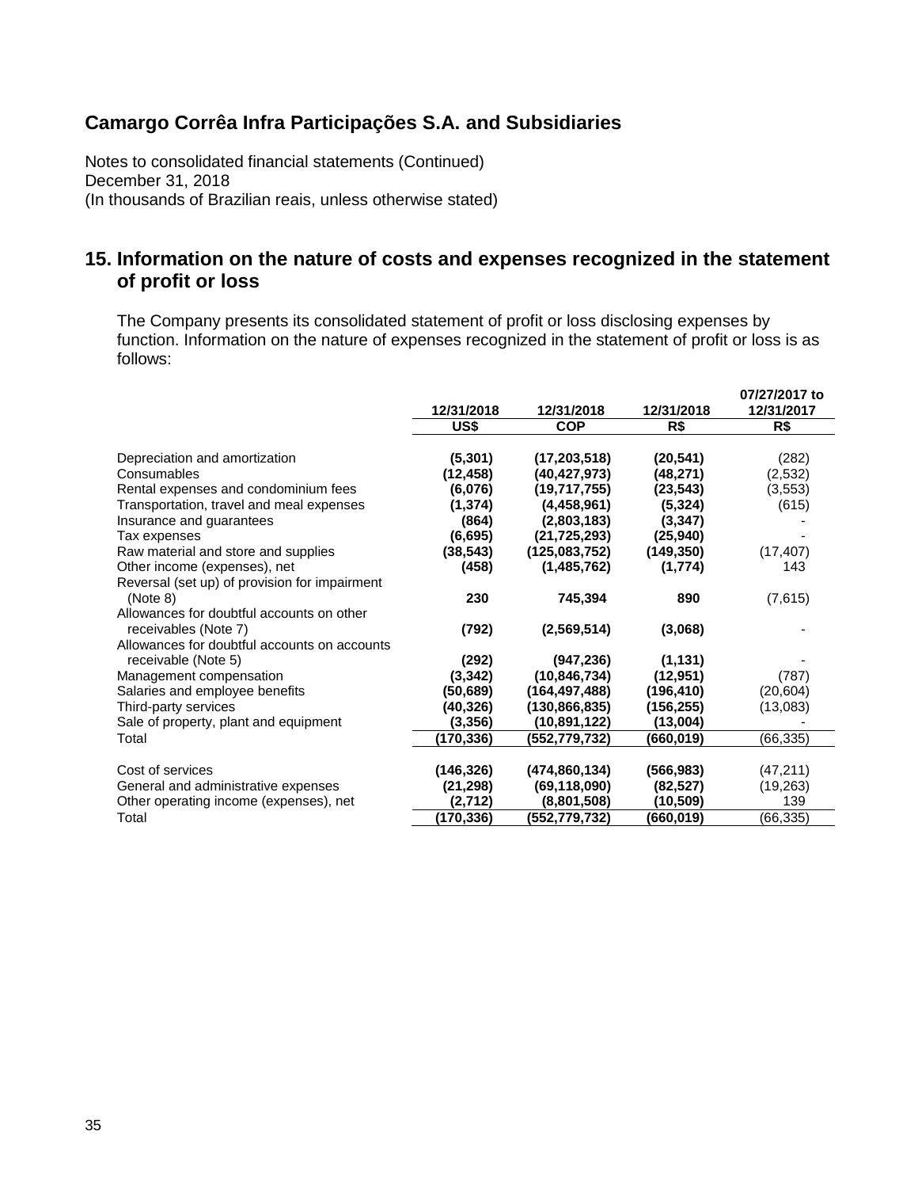# Camargo Corrêa Infra Participações S.A. and Subsidiaries

Notes to consolidated financial statements (Continued)
December 31, 2018
(In thousands of Brazilian reais, unless otherwise stated)

## 15. Information on the nature of costs and expenses recognized in the statement of profit or loss

The Company presents its consolidated statement of profit or loss disclosing expenses by function. Information on the nature of expenses recognized in the statement of profit or loss is as follows:

| | 12/31/2018 | 12/31/2018 | 12/31/2018 | 07/27/2017 to 12/31/2017 |
|---|---|---|---|---|
| | **US$** | **COP** | **R$** | **R$** |
| Depreciation and amortization | **(5,301)** | **(17,203,518)** | **(20,541)** | (282) |
| Consumables | **(12,458)** | **(40,427,973)** | **(48,271)** | (2,532) |
| Rental expenses and condominium fees | **(6,076)** | **(19,717,755)** | **(23,543)** | (3,553) |
| Transportation, travel and meal expenses | **(1,374)** | **(4,458,961)** | **(5,324)** | (615) |
| Insurance and guarantees | **(864)** | **(2,803,183)** | **(3,347)** | - |
| Tax expenses | **(6,695)** | **(21,725,293)** | **(25,940)** | - |
| Raw material and store and supplies | **(38,543)** | **(125,083,752)** | **(149,350)** | (17,407) |
| Other income (expenses), net | **(458)** | **(1,485,762)** | **(1,774)** | 143 |
| Reversal (set up) of provision for impairment (Note 8) | **230** | **745,394** | **890** | (7,615) |
| Allowances for doubtful accounts on other receivables (Note 7) | **(792)** | **(2,569,514)** | **(3,068)** | - |
| Allowances for doubtful accounts on accounts receivable (Note 5) | **(292)** | **(947,236)** | **(1,131)** | - |
| Management compensation | **(3,342)** | **(10,846,734)** | **(12,951)** | (787) |
| Salaries and employee benefits | **(50,689)** | **(164,497,488)** | **(196,410)** | (20,604) |
| Third-party services | **(40,326)** | **(130,866,835)** | **(156,255)** | (13,083) |
| Sale of property, plant and equipment | **(3,356)** | **(10,891,122)** | **(13,004)** | - |
| Total | **(170,336)** | **(552,779,732)** | **(660,019)** | (66,335) |
| | | | | |
| Cost of services | **(146,326)** | **(474,860,134)** | **(566,983)** | (47,211) |
| General and administrative expenses | **(21,298)** | **(69,118,090)** | **(82,527)** | (19,263) |
| Other operating income (expenses), net | **(2,712)** | **(8,801,508)** | **(10,509)** | 139 |
| Total | **(170,336)** | **(552,779,732)** | **(660,019)** | (66,335) |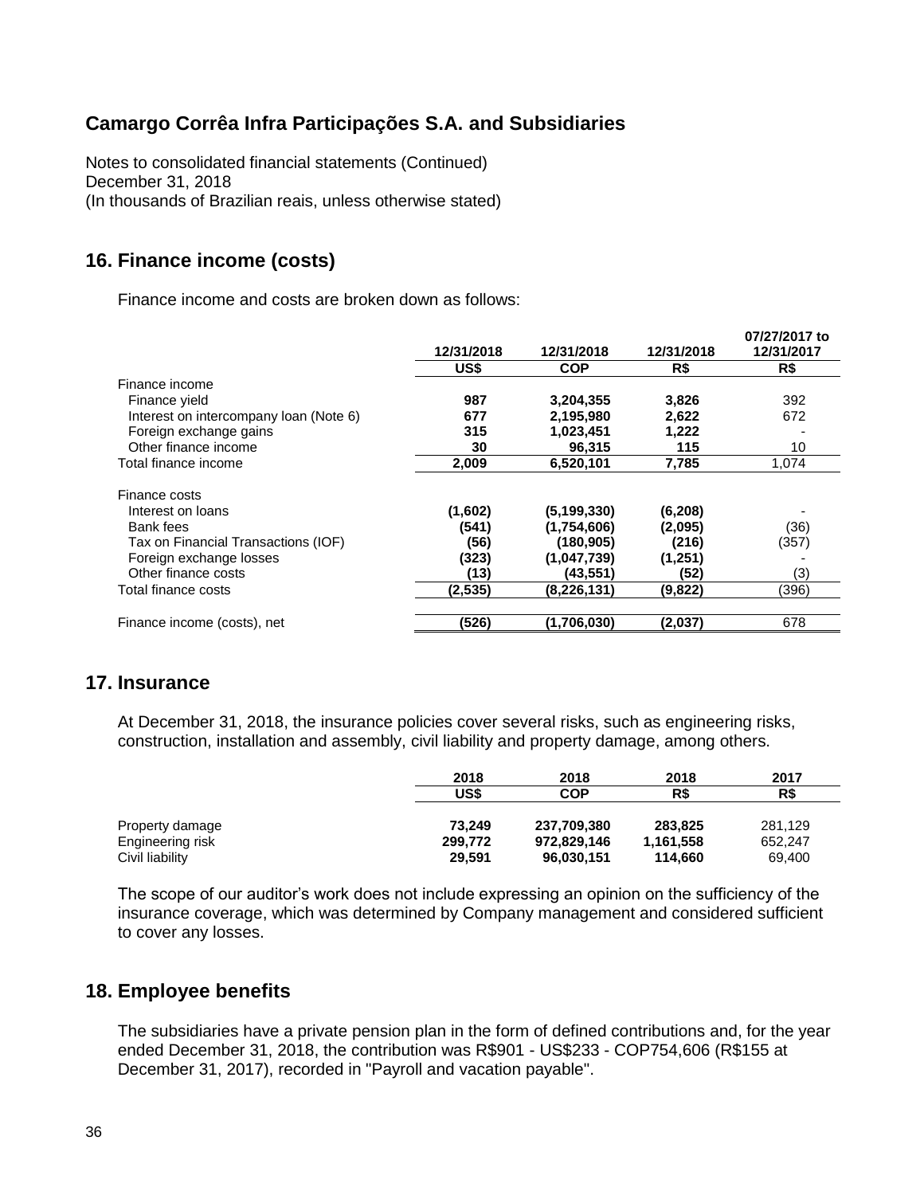## Camargo Corrêa Infra Participações S.A. and Subsidiaries

Notes to consolidated financial statements (Continued)
December 31, 2018
(In thousands of Brazilian reais, unless otherwise stated)

## 16. Finance income (costs)

Finance income and costs are broken down as follows:

| | 12/31/2018 | 12/31/2018 | 12/31/2018 | 07/27/2017 to 12/31/2017 |
|---|---|---|---|---|
| | **US$** | **COP** | **R$** | **R$** |
| Finance income | | | | |
| Finance yield | **987** | **3,204,355** | **3,826** | 392 |
| Interest on intercompany loan (Note 6) | **677** | **2,195,980** | **2,622** | 672 |
| Foreign exchange gains | **315** | **1,023,451** | **1,222** | - |
| Other finance income | **30** | **96,315** | **115** | 10 |
| Total finance income | **2,009** | **6,520,101** | **7,785** | 1,074 |
| Finance costs | | | | |
| Interest on loans | **(1,602)** | **(5,199,330)** | **(6,208)** | - |
| Bank fees | **(541)** | **(1,754,606)** | **(2,095)** | (36) |
| Tax on Financial Transactions (IOF) | **(56)** | **(180,905)** | **(216)** | (357) |
| Foreign exchange losses | **(323)** | **(1,047,739)** | **(1,251)** | - |
| Other finance costs | **(13)** | **(43,551)** | **(52)** | (3) |
| Total finance costs | **(2,535)** | **(8,226,131)** | **(9,822)** | (396) |
| Finance income (costs), net | **(526)** | **(1,706,030)** | **(2,037)** | 678 |

## 17. Insurance

At December 31, 2018, the insurance policies cover several risks, such as engineering risks, construction, installation and assembly, civil liability and property damage, among others.

| | 2018 | 2018 | 2018 | 2017 |
|---|---|---|---|---|
| | **US$** | **COP** | **R$** | **R$** |
| Property damage | **73,249** | **237,709,380** | **283,825** | 281,129 |
| Engineering risk | **299,772** | **972,829,146** | **1,161,558** | 652,247 |
| Civil liability | **29,591** | **96,030,151** | **114,660** | 69,400 |

The scope of our auditor's work does not include expressing an opinion on the sufficiency of the insurance coverage, which was determined by Company management and considered sufficient to cover any losses.

## 18. Employee benefits

The subsidiaries have a private pension plan in the form of defined contributions and, for the year ended December 31, 2018, the contribution was R$901 - US$233 - COP754,606 (R$155 at December 31, 2017), recorded in "Payroll and vacation payable".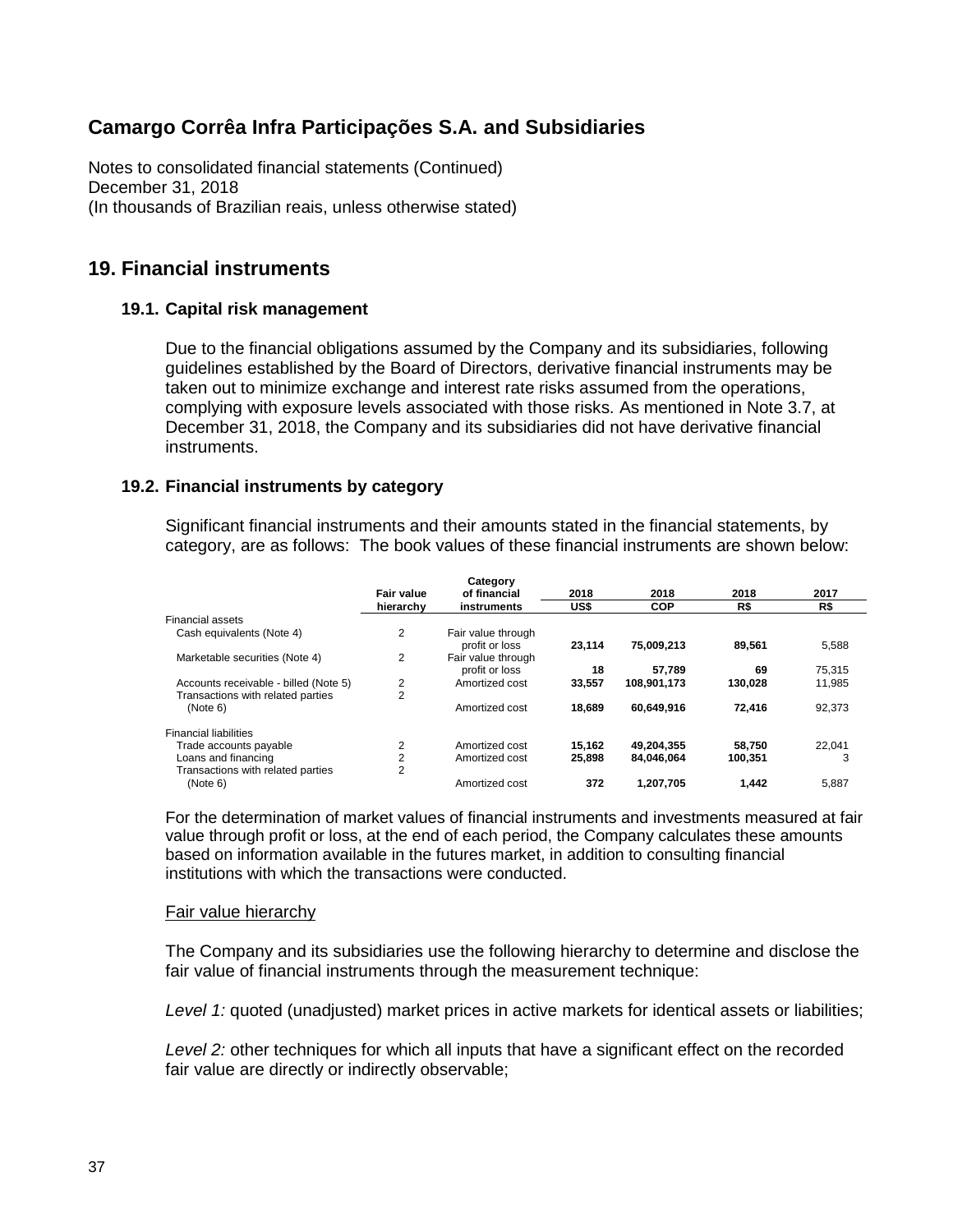# Camargo Corrêa Infra Participações S.A. and Subsidiaries

Notes to consolidated financial statements (Continued)
December 31, 2018
(In thousands of Brazilian reais, unless otherwise stated)

## 19. Financial instruments

### 19.1. Capital risk management

Due to the financial obligations assumed by the Company and its subsidiaries, following guidelines established by the Board of Directors, derivative financial instruments may be taken out to minimize exchange and interest rate risks assumed from the operations, complying with exposure levels associated with those risks. As mentioned in Note 3.7, at December 31, 2018, the Company and its subsidiaries did not have derivative financial instruments.

### 19.2. Financial instruments by category

Significant financial instruments and their amounts stated in the financial statements, by category, are as follows: The book values of these financial instruments are shown below:

| | Fair value hierarchy | Category of financial instruments | 2018 US$ | 2018 COP | 2018 R$ | 2017 R$ |
|---|---|---|---|---|---|---|
| Financial assets | | | | | | |
| Cash equivalents (Note 4) | 2 | Fair value through profit or loss | **23,114** | **75,009,213** | **89,561** | 5,588 |
| Marketable securities (Note 4) | 2 | Fair value through profit or loss | **18** | **57,789** | **69** | 75,315 |
| Accounts receivable - billed (Note 5) | 2 | Amortized cost | **33,557** | **108,901,173** | **130,028** | 11,985 |
| Transactions with related parties (Note 6) | 2 | Amortized cost | **18,689** | **60,649,916** | **72,416** | 92,373 |
| Financial liabilities | | | | | | |
| Trade accounts payable | 2 | Amortized cost | **15,162** | **49,204,355** | **58,750** | 22,041 |
| Loans and financing | 2 | Amortized cost | **25,898** | **84,046,064** | **100,351** | 3 |
| Transactions with related parties (Note 6) | 2 | Amortized cost | **372** | **1,207,705** | **1,442** | 5,887 |

For the determination of market values of financial instruments and investments measured at fair value through profit or loss, at the end of each period, the Company calculates these amounts based on information available in the futures market, in addition to consulting financial institutions with which the transactions were conducted.

Fair value hierarchy

The Company and its subsidiaries use the following hierarchy to determine and disclose the fair value of financial instruments through the measurement technique:

*Level 1:* quoted (unadjusted) market prices in active markets for identical assets or liabilities;

*Level 2:* other techniques for which all inputs that have a significant effect on the recorded fair value are directly or indirectly observable;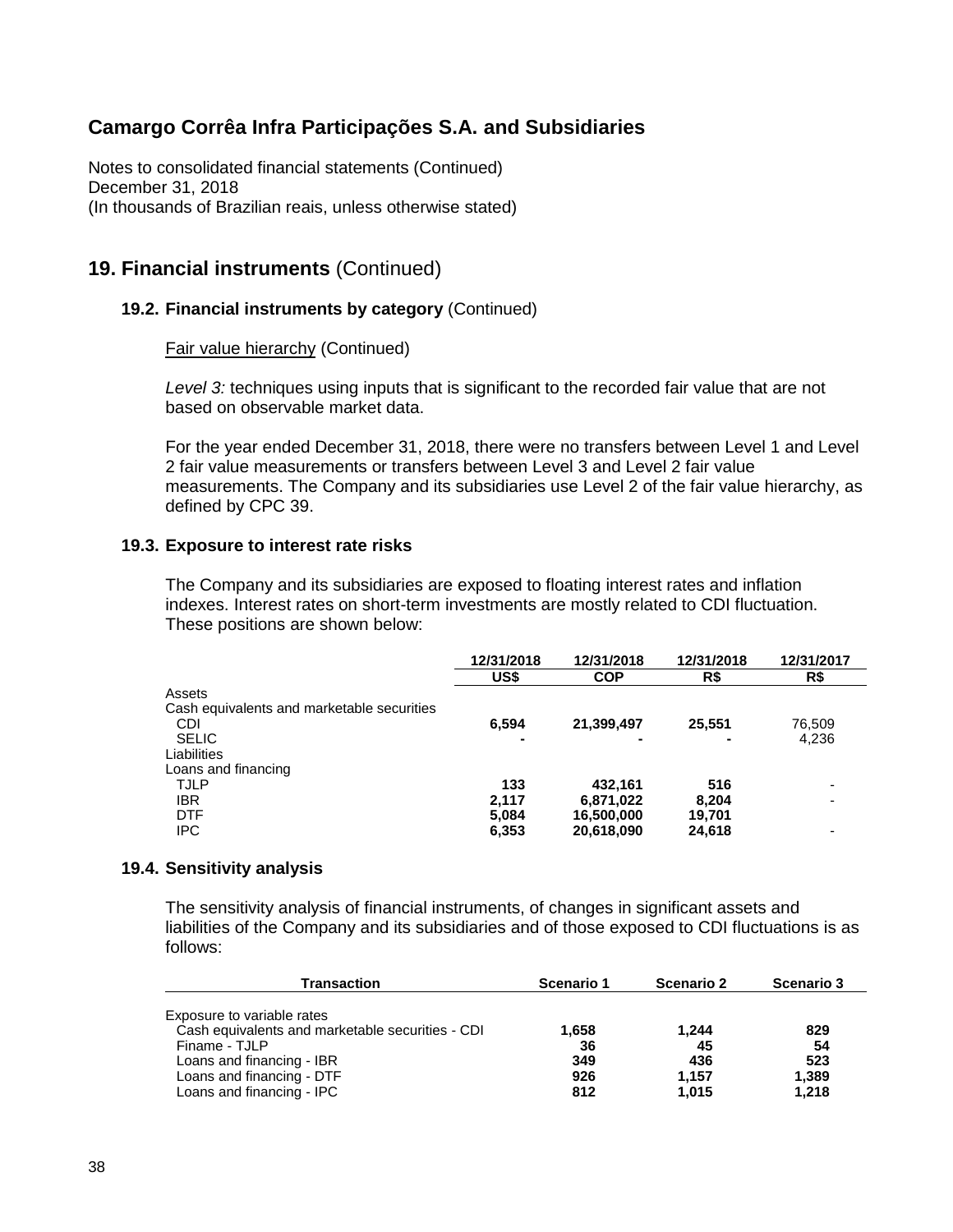# Camargo Corrêa Infra Participações S.A. and Subsidiaries

Notes to consolidated financial statements (Continued)
December 31, 2018
(In thousands of Brazilian reais, unless otherwise stated)

## 19. Financial instruments (Continued)

### 19.2. Financial instruments by category (Continued)

Fair value hierarchy (Continued)

*Level 3:* techniques using inputs that is significant to the recorded fair value that are not based on observable market data.

For the year ended December 31, 2018, there were no transfers between Level 1 and Level 2 fair value measurements or transfers between Level 3 and Level 2 fair value measurements. The Company and its subsidiaries use Level 2 of the fair value hierarchy, as defined by CPC 39.

### 19.3. Exposure to interest rate risks

The Company and its subsidiaries are exposed to floating interest rates and inflation indexes. Interest rates on short-term investments are mostly related to CDI fluctuation. These positions are shown below:

| | 12/31/2018 | 12/31/2018 | 12/31/2018 | 12/31/2017 |
|---|---|---|---|---|
| | US$ | COP | R$ | R$ |
| Assets | | | | |
| Cash equivalents and marketable securities | | | | |
| CDI | **6,594** | **21,399,497** | **25,551** | 76,509 |
| SELIC | **-** | **-** | **-** | 4,236 |
| Liabilities | | | | |
| Loans and financing | | | | |
| TJLP | **133** | **432,161** | **516** | - |
| IBR | **2,117** | **6,871,022** | **8,204** | - |
| DTF | **5,084** | **16,500,000** | **19,701** | |
| IPC | **6,353** | **20,618,090** | **24,618** | - |

### 19.4. Sensitivity analysis

The sensitivity analysis of financial instruments, of changes in significant assets and liabilities of the Company and its subsidiaries and of those exposed to CDI fluctuations is as follows:

| Transaction | Scenario 1 | Scenario 2 | Scenario 3 |
|---|---|---|---|
| Exposure to variable rates | | | |
| Cash equivalents and marketable securities - CDI | **1,658** | **1,244** | **829** |
| Finame - TJLP | **36** | **45** | **54** |
| Loans and financing - IBR | **349** | **436** | **523** |
| Loans and financing - DTF | **926** | **1,157** | **1,389** |
| Loans and financing - IPC | **812** | **1,015** | **1,218** |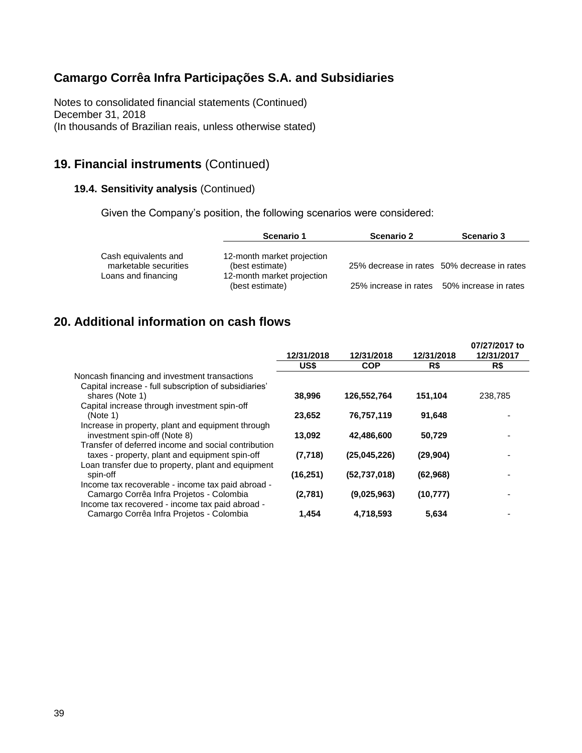# Camargo Corrêa Infra Participações S.A. and Subsidiaries

Notes to consolidated financial statements (Continued)
December 31, 2018
(In thousands of Brazilian reais, unless otherwise stated)

## 19. Financial instruments (Continued)

### 19.4. Sensitivity analysis (Continued)

Given the Company's position, the following scenarios were considered:

| | Scenario 1 | Scenario 2 | Scenario 3 |
|---|---|---|---|
| Cash equivalents and marketable securities | 12-month market projection (best estimate) | 25% decrease in rates | 50% decrease in rates |
| Loans and financing | 12-month market projection (best estimate) | 25% increase in rates | 50% increase in rates |

## 20. Additional information on cash flows

| | 12/31/2018 | 12/31/2018 | 12/31/2018 | 07/27/2017 to 12/31/2017 |
|---|---|---|---|---|
| | US$ | COP | R$ | R$ |
| Noncash financing and investment transactions | | | | |
| Capital increase - full subscription of subsidiaries' shares (Note 1) | **38,996** | **126,552,764** | **151,104** | 238,785 |
| Capital increase through investment spin-off (Note 1) | **23,652** | **76,757,119** | **91,648** | - |
| Increase in property, plant and equipment through investment spin-off (Note 8) | **13,092** | **42,486,600** | **50,729** | - |
| Transfer of deferred income and social contribution taxes - property, plant and equipment spin-off | **(7,718)** | **(25,045,226)** | **(29,904)** | - |
| Loan transfer due to property, plant and equipment spin-off | **(16,251)** | **(52,737,018)** | **(62,968)** | - |
| Income tax recoverable - income tax paid abroad - Camargo Corrêa Infra Projetos - Colombia | **(2,781)** | **(9,025,963)** | **(10,777)** | - |
| Income tax recovered - income tax paid abroad - Camargo Corrêa Infra Projetos - Colombia | **1,454** | **4,718,593** | **5,634** | - |